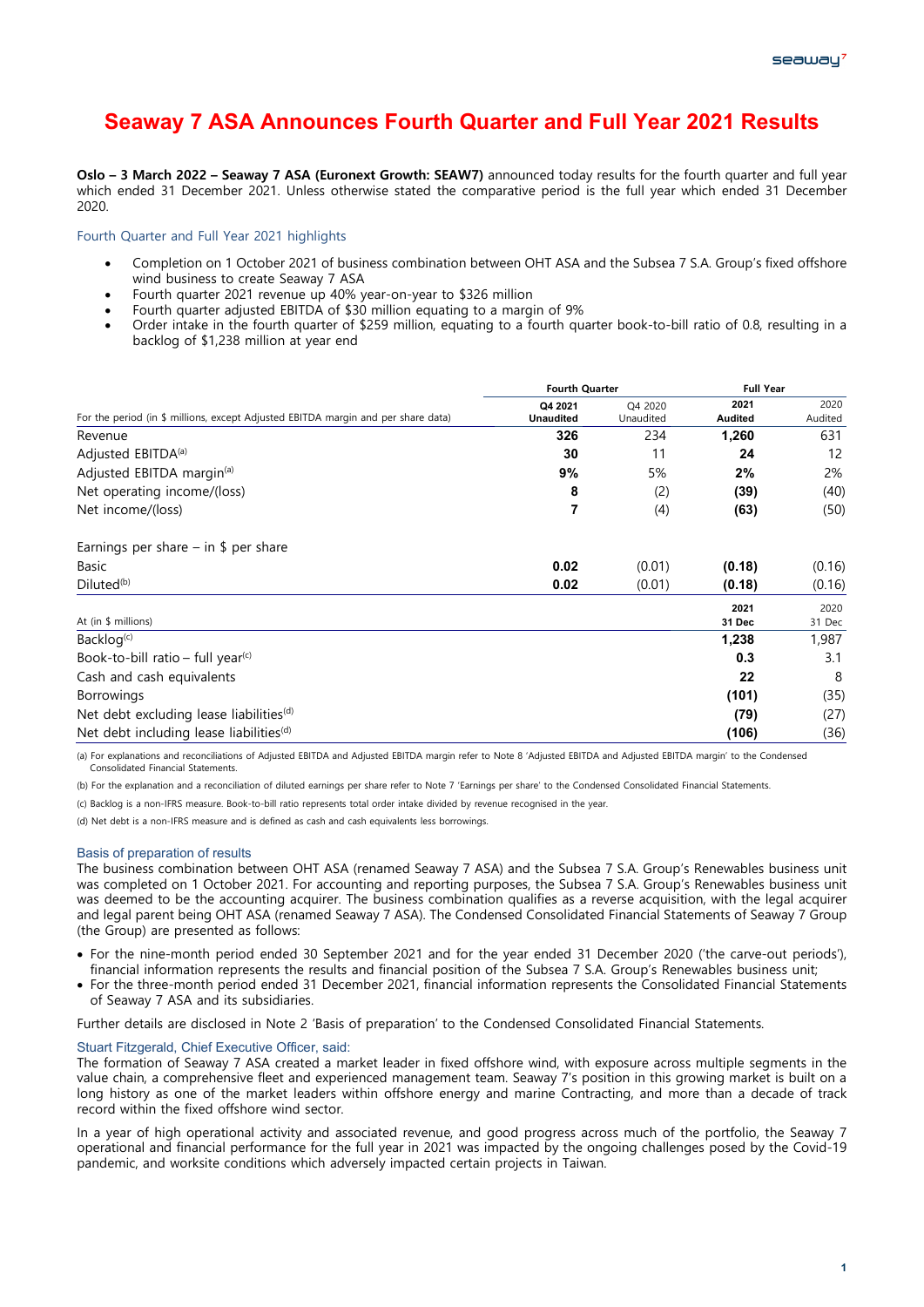# Seaway 7 ASA Announces Fourth Quarter and Full Year 2021 Results

**Oslo – 3 March 2022 – Seaway 7 ASA (Euronext Growth: SEAW7)** announced today results for the fourth quarter and full year which ended 31 December 2021. Unless otherwise stated the comparative period is the full year which ended 31 December 2020.

### Fourth Quarter and Full Year 2021 highlights

- Completion on 1 October 2021 of business combination between OHT ASA and the Subsea 7 S.A. Group's fixed offshore wind business to create Seaway 7 ASA
- Fourth quarter 2021 revenue up 40% year-on-year to $326 million
- Fourth quarter adjusted EBITDA of $30 million equating to a margin of 9%
- Order intake in the fourth quarter of $259 million, equating to a fourth quarter book-to-bill ratio of 0.8, resulting in a backlog of $1,238 million at year end

| | Fourth Quarter | | Full Year | |
|---|---|---|---|---|
| For the period (in $ millions, except Adjusted EBITDA margin and per share data) | **Q4 2021 Unaudited** | Q4 2020 Unaudited | **2021 Audited** | 2020 Audited |
| Revenue | **326** | 234 | **1,260** | 631 |
| Adjusted EBITDA[(a)] | **30** | 11 | **24** | 12 |
| Adjusted EBITDA margin[(a)] | **9%** | 5% | **2%** | 2% |
| Net operating income/(loss) | **8** | (2) | **(39)** | (40) |
| Net income/(loss) | **7** | (4) | **(63)** | (50) |
| | | | | |
| Earnings per share – in $ per share | | | | |
| Basic | **0.02** | (0.01) | **(0.18)** | (0.16) |
| Diluted[(b)] | **0.02** | (0.01) | **(0.18)** | (0.16) |

| At (in $ millions) | **2021 31 Dec** | 2020 31 Dec |
|---|---|---|
| Backlog[(c)] | **1,238** | 1,987 |
| Book-to-bill ratio – full year[(c)] | **0.3** | 3.1 |
| Cash and cash equivalents | **22** | 8 |
| Borrowings | **(101)** | (35) |
| Net debt excluding lease liabilities[(d)] | **(79)** | (27) |
| Net debt including lease liabilities[(d)] | **(106)** | (36) |

(a) For explanations and reconciliations of Adjusted EBITDA and Adjusted EBITDA margin refer to Note 8 'Adjusted EBITDA and Adjusted EBITDA margin' to the Condensed Consolidated Financial Statements.

(b) For the explanation and a reconciliation of diluted earnings per share refer to Note 7 'Earnings per share' to the Condensed Consolidated Financial Statements.

(c) Backlog is a non-IFRS measure. Book-to-bill ratio represents total order intake divided by revenue recognised in the year.

(d) Net debt is a non-IFRS measure and is defined as cash and cash equivalents less borrowings.

### Basis of preparation of results

The business combination between OHT ASA (renamed Seaway 7 ASA) and the Subsea 7 S.A. Group's Renewables business unit was completed on 1 October 2021. For accounting and reporting purposes, the Subsea 7 S.A. Group's Renewables business unit was deemed to be the accounting acquirer. The business combination qualifies as a reverse acquisition, with the legal acquirer and legal parent being OHT ASA (renamed Seaway 7 ASA). The Condensed Consolidated Financial Statements of Seaway 7 Group (the Group) are presented as follows:

- For the nine-month period ended 30 September 2021 and for the year ended 31 December 2020 ('the carve-out periods'), financial information represents the results and financial position of the Subsea 7 S.A. Group's Renewables business unit;
- For the three-month period ended 31 December 2021, financial information represents the Consolidated Financial Statements of Seaway 7 ASA and its subsidiaries.

Further details are disclosed in Note 2 'Basis of preparation' to the Condensed Consolidated Financial Statements.

### Stuart Fitzgerald, Chief Executive Officer, said:

The formation of Seaway 7 ASA created a market leader in fixed offshore wind, with exposure across multiple segments in the value chain, a comprehensive fleet and experienced management team. Seaway 7's position in this growing market is built on a long history as one of the market leaders within offshore energy and marine Contracting, and more than a decade of track record within the fixed offshore wind sector.

In a year of high operational activity and associated revenue, and good progress across much of the portfolio, the Seaway 7 operational and financial performance for the full year in 2021 was impacted by the ongoing challenges posed by the Covid-19 pandemic, and worksite conditions which adversely impacted certain projects in Taiwan.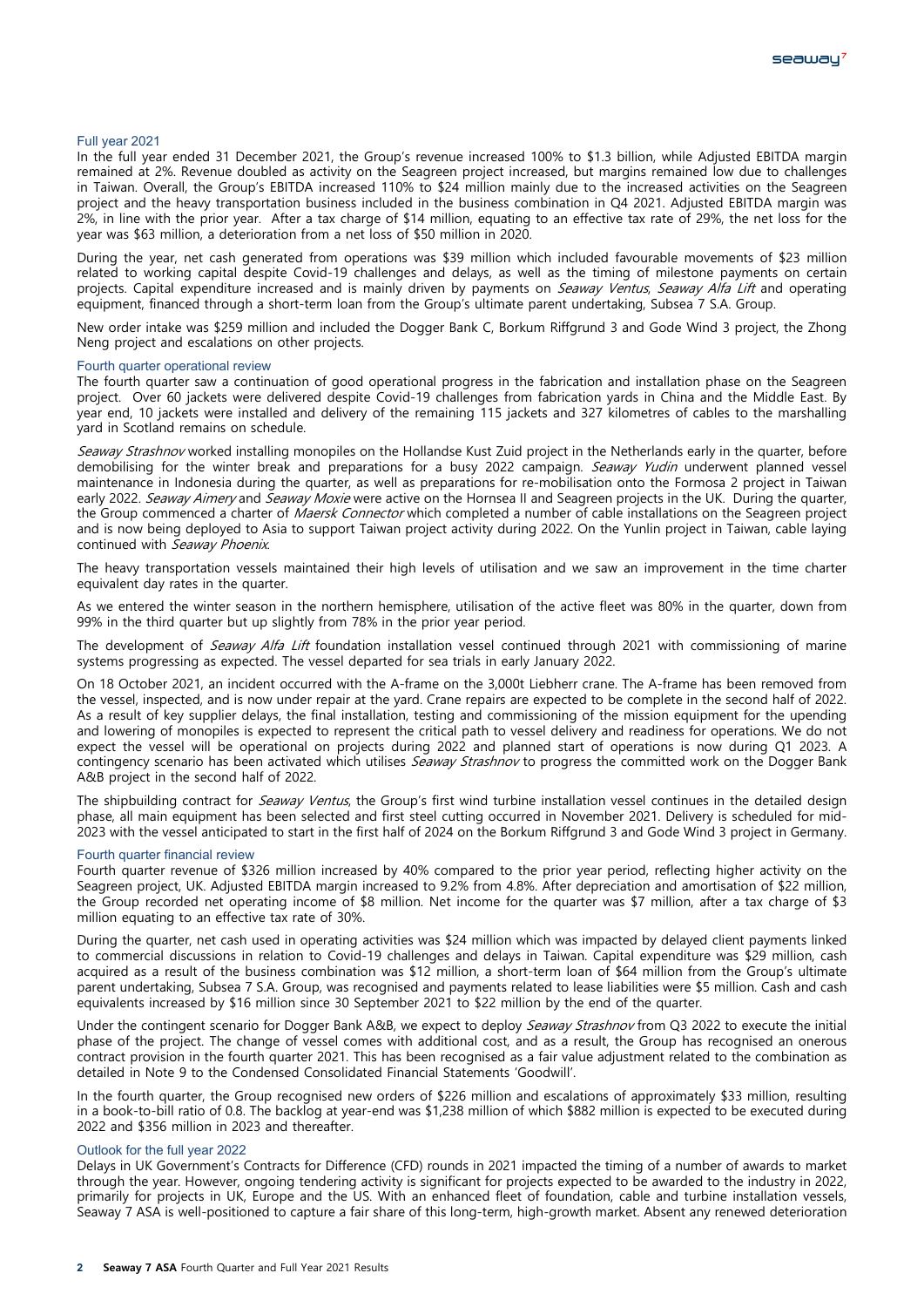### Full year 2021

In the full year ended 31 December 2021, the Group's revenue increased 100% to $1.3 billion, while Adjusted EBITDA margin remained at 2%. Revenue doubled as activity on the Seagreen project increased, but margins remained low due to challenges in Taiwan. Overall, the Group's EBITDA increased 110% to $24 million mainly due to the increased activities on the Seagreen project and the heavy transportation business included in the business combination in Q4 2021. Adjusted EBITDA margin was 2%, in line with the prior year. After a tax charge of $14 million, equating to an effective tax rate of 29%, the net loss for the year was $63 million, a deterioration from a net loss of $50 million in 2020.

During the year, net cash generated from operations was $39 million which included favourable movements of $23 million related to working capital despite Covid-19 challenges and delays, as well as the timing of milestone payments on certain projects. Capital expenditure increased and is mainly driven by payments on *Seaway Ventus*, *Seaway Alfa Lift* and operating equipment, financed through a short-term loan from the Group's ultimate parent undertaking, Subsea 7 S.A. Group.

New order intake was $259 million and included the Dogger Bank C, Borkum Riffgrund 3 and Gode Wind 3 project, the Zhong Neng project and escalations on other projects.

### Fourth quarter operational review

The fourth quarter saw a continuation of good operational progress in the fabrication and installation phase on the Seagreen project. Over 60 jackets were delivered despite Covid-19 challenges from fabrication yards in China and the Middle East. By year end, 10 jackets were installed and delivery of the remaining 115 jackets and 327 kilometres of cables to the marshalling yard in Scotland remains on schedule.

*Seaway Strashnov* worked installing monopiles on the Hollandse Kust Zuid project in the Netherlands early in the quarter, before demobilising for the winter break and preparations for a busy 2022 campaign. *Seaway Yudin* underwent planned vessel maintenance in Indonesia during the quarter, as well as preparations for re-mobilisation onto the Formosa 2 project in Taiwan early 2022. *Seaway Aimery* and *Seaway Moxie* were active on the Hornsea II and Seagreen projects in the UK. During the quarter, the Group commenced a charter of *Maersk Connector* which completed a number of cable installations on the Seagreen project and is now being deployed to Asia to support Taiwan project activity during 2022. On the Yunlin project in Taiwan, cable laying continued with *Seaway Phoenix*.

The heavy transportation vessels maintained their high levels of utilisation and we saw an improvement in the time charter equivalent day rates in the quarter.

As we entered the winter season in the northern hemisphere, utilisation of the active fleet was 80% in the quarter, down from 99% in the third quarter but up slightly from 78% in the prior year period.

The development of *Seaway Alfa Lift* foundation installation vessel continued through 2021 with commissioning of marine systems progressing as expected. The vessel departed for sea trials in early January 2022.

On 18 October 2021, an incident occurred with the A-frame on the 3,000t Liebherr crane. The A-frame has been removed from the vessel, inspected, and is now under repair at the yard. Crane repairs are expected to be complete in the second half of 2022. As a result of key supplier delays, the final installation, testing and commissioning of the mission equipment for the upending and lowering of monopiles is expected to represent the critical path to vessel delivery and readiness for operations. We do not expect the vessel will be operational on projects during 2022 and planned start of operations is now during Q1 2023. A contingency scenario has been activated which utilises *Seaway Strashnov* to progress the committed work on the Dogger Bank A&B project in the second half of 2022.

The shipbuilding contract for *Seaway Ventus*, the Group's first wind turbine installation vessel continues in the detailed design phase, all main equipment has been selected and first steel cutting occurred in November 2021. Delivery is scheduled for mid-2023 with the vessel anticipated to start in the first half of 2024 on the Borkum Riffgrund 3 and Gode Wind 3 project in Germany.

### Fourth quarter financial review

Fourth quarter revenue of $326 million increased by 40% compared to the prior year period, reflecting higher activity on the Seagreen project, UK. Adjusted EBITDA margin increased to 9.2% from 4.8%. After depreciation and amortisation of $22 million, the Group recorded net operating income of $8 million. Net income for the quarter was $7 million, after a tax charge of $3 million equating to an effective tax rate of 30%.

During the quarter, net cash used in operating activities was $24 million which was impacted by delayed client payments linked to commercial discussions in relation to Covid-19 challenges and delays in Taiwan. Capital expenditure was $29 million, cash acquired as a result of the business combination was $12 million, a short-term loan of $64 million from the Group's ultimate parent undertaking, Subsea 7 S.A. Group, was recognised and payments related to lease liabilities were $5 million. Cash and cash equivalents increased by $16 million since 30 September 2021 to $22 million by the end of the quarter.

Under the contingent scenario for Dogger Bank A&B, we expect to deploy *Seaway Strashnov* from Q3 2022 to execute the initial phase of the project. The change of vessel comes with additional cost, and as a result, the Group has recognised an onerous contract provision in the fourth quarter 2021. This has been recognised as a fair value adjustment related to the combination as detailed in Note 9 to the Condensed Consolidated Financial Statements 'Goodwill'.

In the fourth quarter, the Group recognised new orders of $226 million and escalations of approximately $33 million, resulting in a book-to-bill ratio of 0.8. The backlog at year-end was $1,238 million of which $882 million is expected to be executed during 2022 and $356 million in 2023 and thereafter.

### Outlook for the full year 2022

Delays in UK Government's Contracts for Difference (CFD) rounds in 2021 impacted the timing of a number of awards to market through the year. However, ongoing tendering activity is significant for projects expected to be awarded to the industry in 2022, primarily for projects in UK, Europe and the US. With an enhanced fleet of foundation, cable and turbine installation vessels, Seaway 7 ASA is well-positioned to capture a fair share of this long-term, high-growth market. Absent any renewed deterioration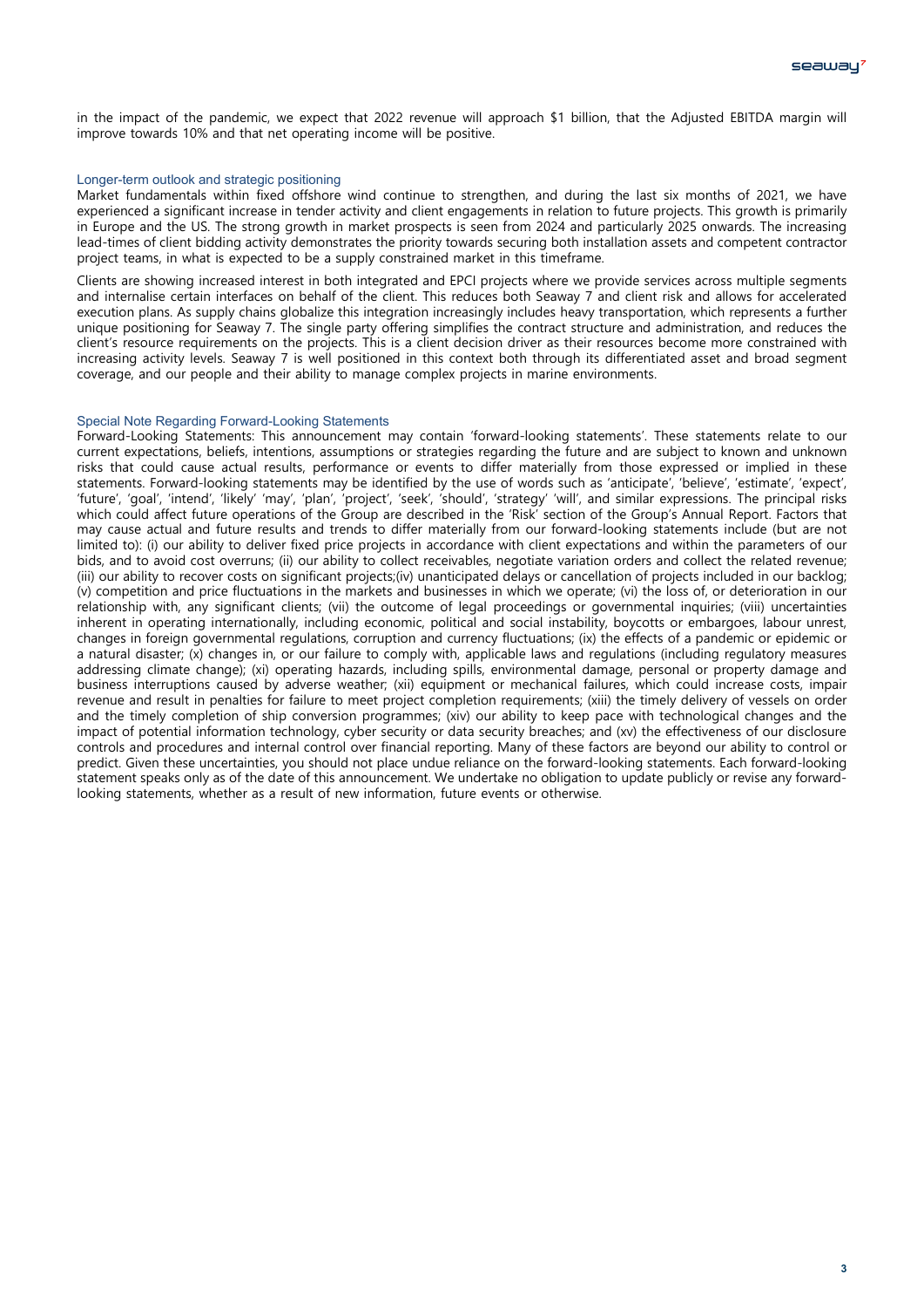in the impact of the pandemic, we expect that 2022 revenue will approach $1 billion, that the Adjusted EBITDA margin will improve towards 10% and that net operating income will be positive.

### Longer-term outlook and strategic positioning

Market fundamentals within fixed offshore wind continue to strengthen, and during the last six months of 2021, we have experienced a significant increase in tender activity and client engagements in relation to future projects. This growth is primarily in Europe and the US. The strong growth in market prospects is seen from 2024 and particularly 2025 onwards. The increasing lead-times of client bidding activity demonstrates the priority towards securing both installation assets and competent contractor project teams, in what is expected to be a supply constrained market in this timeframe.

Clients are showing increased interest in both integrated and EPCI projects where we provide services across multiple segments and internalise certain interfaces on behalf of the client. This reduces both Seaway 7 and client risk and allows for accelerated execution plans. As supply chains globalize this integration increasingly includes heavy transportation, which represents a further unique positioning for Seaway 7. The single party offering simplifies the contract structure and administration, and reduces the client's resource requirements on the projects. This is a client decision driver as their resources become more constrained with increasing activity levels. Seaway 7 is well positioned in this context both through its differentiated asset and broad segment coverage, and our people and their ability to manage complex projects in marine environments.

### Special Note Regarding Forward-Looking Statements

Forward-Looking Statements: This announcement may contain 'forward-looking statements'. These statements relate to our current expectations, beliefs, intentions, assumptions or strategies regarding the future and are subject to known and unknown risks that could cause actual results, performance or events to differ materially from those expressed or implied in these statements. Forward-looking statements may be identified by the use of words such as 'anticipate', 'believe', 'estimate', 'expect', 'future', 'goal', 'intend', 'likely' 'may', 'plan', 'project', 'seek', 'should', 'strategy' 'will', and similar expressions. The principal risks which could affect future operations of the Group are described in the 'Risk' section of the Group's Annual Report. Factors that may cause actual and future results and trends to differ materially from our forward-looking statements include (but are not limited to): (i) our ability to deliver fixed price projects in accordance with client expectations and within the parameters of our bids, and to avoid cost overruns; (ii) our ability to collect receivables, negotiate variation orders and collect the related revenue; (iii) our ability to recover costs on significant projects;(iv) unanticipated delays or cancellation of projects included in our backlog; (v) competition and price fluctuations in the markets and businesses in which we operate; (vi) the loss of, or deterioration in our relationship with, any significant clients; (vii) the outcome of legal proceedings or governmental inquiries; (viii) uncertainties inherent in operating internationally, including economic, political and social instability, boycotts or embargoes, labour unrest, changes in foreign governmental regulations, corruption and currency fluctuations; (ix) the effects of a pandemic or epidemic or a natural disaster; (x) changes in, or our failure to comply with, applicable laws and regulations (including regulatory measures addressing climate change); (xi) operating hazards, including spills, environmental damage, personal or property damage and business interruptions caused by adverse weather; (xii) equipment or mechanical failures, which could increase costs, impair revenue and result in penalties for failure to meet project completion requirements; (xiii) the timely delivery of vessels on order and the timely completion of ship conversion programmes; (xiv) our ability to keep pace with technological changes and the impact of potential information technology, cyber security or data security breaches; and (xv) the effectiveness of our disclosure controls and procedures and internal control over financial reporting. Many of these factors are beyond our ability to control or predict. Given these uncertainties, you should not place undue reliance on the forward-looking statements. Each forward-looking statement speaks only as of the date of this announcement. We undertake no obligation to update publicly or revise any forward-looking statements, whether as a result of new information, future events or otherwise.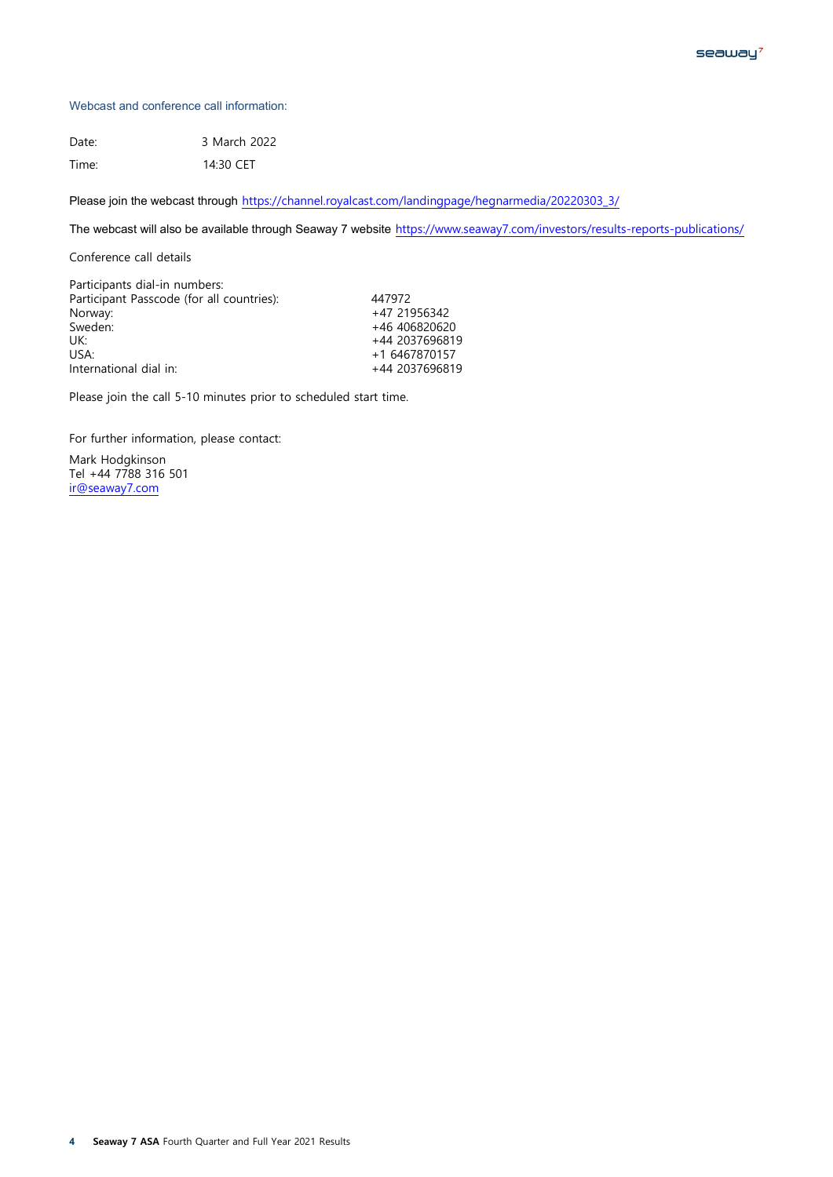## Webcast and conference call information:

Date: 3 March 2022

Time: 14:30 CET

Please join the webcast through https://channel.royalcast.com/landingpage/hegnarmedia/20220303_3/

The webcast will also be available through Seaway 7 website https://www.seaway7.com/investors/results-reports-publications/

Conference call details

| Participants dial-in numbers: | |
|---|---|
| Participant Passcode (for all countries): | 447972 |
| Norway: | +47 21956342 |
| Sweden: | +46 406820620 |
| UK: | +44 2037696819 |
| USA: | +1 6467870157 |
| International dial in: | +44 2037696819 |

Please join the call 5-10 minutes prior to scheduled start time.

For further information, please contact:

Mark Hodgkinson
Tel +44 7788 316 501
ir@seaway7.com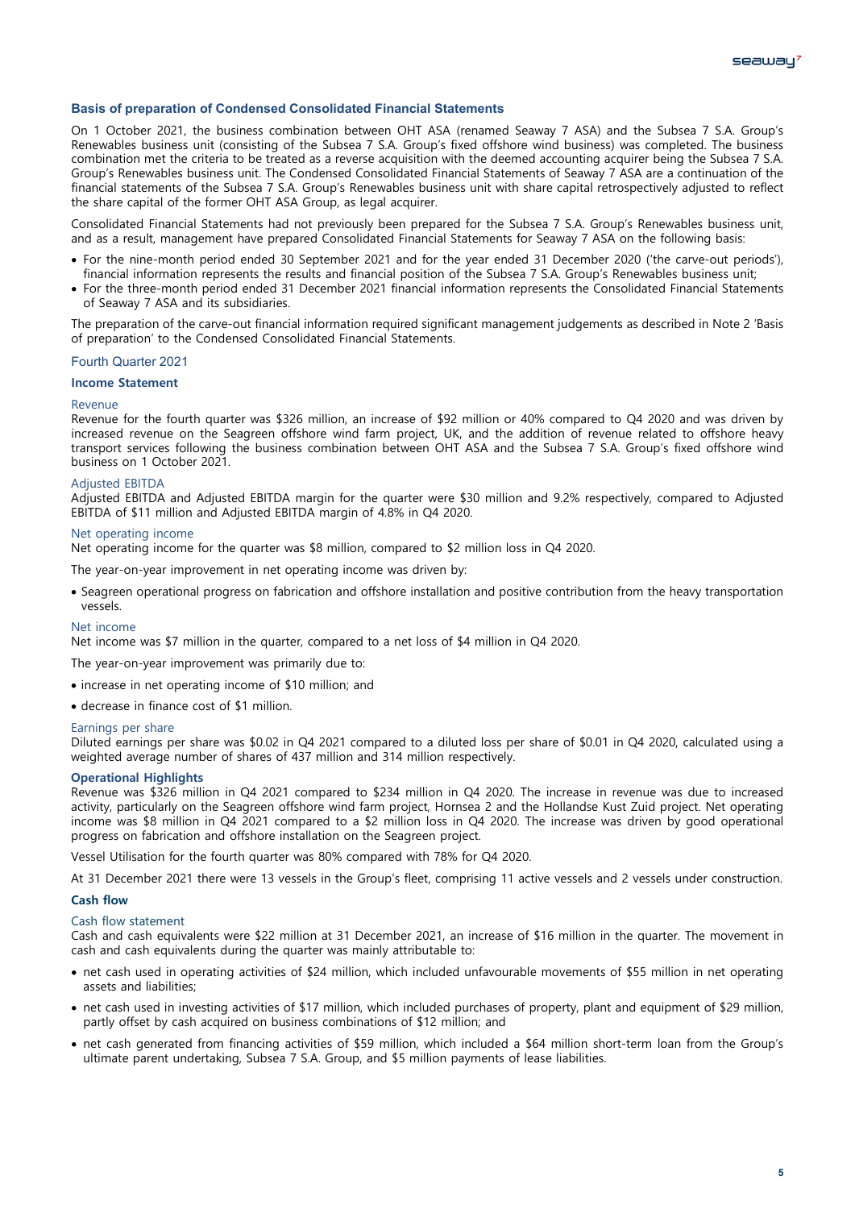## Basis of preparation of Condensed Consolidated Financial Statements

On 1 October 2021, the business combination between OHT ASA (renamed Seaway 7 ASA) and the Subsea 7 S.A. Group's Renewables business unit (consisting of the Subsea 7 S.A. Group's fixed offshore wind business) was completed. The business combination met the criteria to be treated as a reverse acquisition with the deemed accounting acquirer being the Subsea 7 S.A. Group's Renewables business unit. The Condensed Consolidated Financial Statements of Seaway 7 ASA are a continuation of the financial statements of the Subsea 7 S.A. Group's Renewables business unit with share capital retrospectively adjusted to reflect the share capital of the former OHT ASA Group, as legal acquirer.

Consolidated Financial Statements had not previously been prepared for the Subsea 7 S.A. Group's Renewables business unit, and as a result, management have prepared Consolidated Financial Statements for Seaway 7 ASA on the following basis:

- For the nine-month period ended 30 September 2021 and for the year ended 31 December 2020 ('the carve-out periods'), financial information represents the results and financial position of the Subsea 7 S.A. Group's Renewables business unit;
- For the three-month period ended 31 December 2021 financial information represents the Consolidated Financial Statements of Seaway 7 ASA and its subsidiaries.

The preparation of the carve-out financial information required significant management judgements as described in Note 2 'Basis of preparation' to the Condensed Consolidated Financial Statements.

## Fourth Quarter 2021

### Income Statement

#### Revenue

Revenue for the fourth quarter was $326 million, an increase of $92 million or 40% compared to Q4 2020 and was driven by increased revenue on the Seagreen offshore wind farm project, UK, and the addition of revenue related to offshore heavy transport services following the business combination between OHT ASA and the Subsea 7 S.A. Group's fixed offshore wind business on 1 October 2021.

#### Adjusted EBITDA

Adjusted EBITDA and Adjusted EBITDA margin for the quarter were $30 million and 9.2% respectively, compared to Adjusted EBITDA of $11 million and Adjusted EBITDA margin of 4.8% in Q4 2020.

#### Net operating income

Net operating income for the quarter was $8 million, compared to $2 million loss in Q4 2020.

The year-on-year improvement in net operating income was driven by:

- Seagreen operational progress on fabrication and offshore installation and positive contribution from the heavy transportation vessels.

#### Net income

Net income was $7 million in the quarter, compared to a net loss of $4 million in Q4 2020.

The year-on-year improvement was primarily due to:

- increase in net operating income of $10 million; and
- decrease in finance cost of $1 million.

#### Earnings per share

Diluted earnings per share was $0.02 in Q4 2021 compared to a diluted loss per share of $0.01 in Q4 2020, calculated using a weighted average number of shares of 437 million and 314 million respectively.

### Operational Highlights

Revenue was $326 million in Q4 2021 compared to $234 million in Q4 2020. The increase in revenue was due to increased activity, particularly on the Seagreen offshore wind farm project, Hornsea 2 and the Hollandse Kust Zuid project. Net operating income was $8 million in Q4 2021 compared to a $2 million loss in Q4 2020. The increase was driven by good operational progress on fabrication and offshore installation on the Seagreen project.

Vessel Utilisation for the fourth quarter was 80% compared with 78% for Q4 2020.

At 31 December 2021 there were 13 vessels in the Group's fleet, comprising 11 active vessels and 2 vessels under construction.

### Cash flow

#### Cash flow statement

Cash and cash equivalents were $22 million at 31 December 2021, an increase of $16 million in the quarter. The movement in cash and cash equivalents during the quarter was mainly attributable to:

- net cash used in operating activities of $24 million, which included unfavourable movements of $55 million in net operating assets and liabilities;
- net cash used in investing activities of $17 million, which included purchases of property, plant and equipment of $29 million, partly offset by cash acquired on business combinations of $12 million; and
- net cash generated from financing activities of $59 million, which included a $64 million short-term loan from the Group's ultimate parent undertaking, Subsea 7 S.A. Group, and $5 million payments of lease liabilities.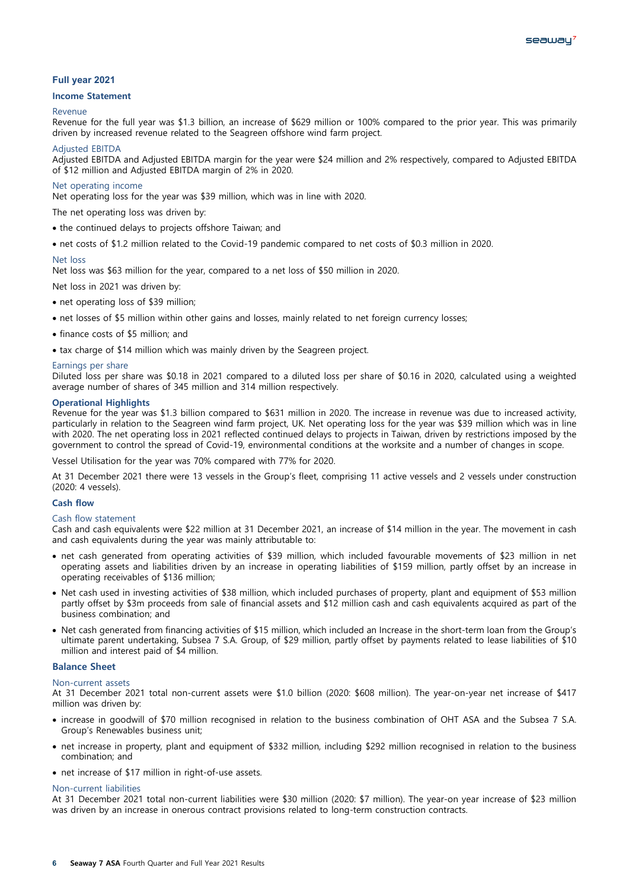## Full year 2021

### Income Statement

#### Revenue

Revenue for the full year was $1.3 billion, an increase of $629 million or 100% compared to the prior year. This was primarily driven by increased revenue related to the Seagreen offshore wind farm project.

#### Adjusted EBITDA

Adjusted EBITDA and Adjusted EBITDA margin for the year were $24 million and 2% respectively, compared to Adjusted EBITDA of $12 million and Adjusted EBITDA margin of 2% in 2020.

#### Net operating income

Net operating loss for the year was $39 million, which was in line with 2020.

The net operating loss was driven by:

- the continued delays to projects offshore Taiwan; and
- net costs of $1.2 million related to the Covid-19 pandemic compared to net costs of $0.3 million in 2020.

#### Net loss

Net loss was $63 million for the year, compared to a net loss of $50 million in 2020.

Net loss in 2021 was driven by:

- net operating loss of $39 million;
- net losses of $5 million within other gains and losses, mainly related to net foreign currency losses;
- finance costs of $5 million; and
- tax charge of $14 million which was mainly driven by the Seagreen project.

#### Earnings per share

Diluted loss per share was $0.18 in 2021 compared to a diluted loss per share of $0.16 in 2020, calculated using a weighted average number of shares of 345 million and 314 million respectively.

### Operational Highlights

Revenue for the year was $1.3 billion compared to $631 million in 2020. The increase in revenue was due to increased activity, particularly in relation to the Seagreen wind farm project, UK. Net operating loss for the year was $39 million which was in line with 2020. The net operating loss in 2021 reflected continued delays to projects in Taiwan, driven by restrictions imposed by the government to control the spread of Covid-19, environmental conditions at the worksite and a number of changes in scope.

Vessel Utilisation for the year was 70% compared with 77% for 2020.

At 31 December 2021 there were 13 vessels in the Group's fleet, comprising 11 active vessels and 2 vessels under construction (2020: 4 vessels).

### Cash flow

#### Cash flow statement

Cash and cash equivalents were $22 million at 31 December 2021, an increase of $14 million in the year. The movement in cash and cash equivalents during the year was mainly attributable to:

- net cash generated from operating activities of $39 million, which included favourable movements of $23 million in net operating assets and liabilities driven by an increase in operating liabilities of $159 million, partly offset by an increase in operating receivables of $136 million;
- Net cash used in investing activities of $38 million, which included purchases of property, plant and equipment of $53 million partly offset by $3m proceeds from sale of financial assets and $12 million cash and cash equivalents acquired as part of the business combination; and
- Net cash generated from financing activities of $15 million, which included an Increase in the short-term loan from the Group's ultimate parent undertaking, Subsea 7 S.A. Group, of $29 million, partly offset by payments related to lease liabilities of $10 million and interest paid of $4 million.

### Balance Sheet

#### Non-current assets

At 31 December 2021 total non-current assets were $1.0 billion (2020: $608 million). The year-on-year net increase of $417 million was driven by:

- increase in goodwill of $70 million recognised in relation to the business combination of OHT ASA and the Subsea 7 S.A. Group's Renewables business unit;
- net increase in property, plant and equipment of $332 million, including $292 million recognised in relation to the business combination; and
- net increase of $17 million in right-of-use assets.

#### Non-current liabilities

At 31 December 2021 total non-current liabilities were $30 million (2020: $7 million). The year-on year increase of $23 million was driven by an increase in onerous contract provisions related to long-term construction contracts.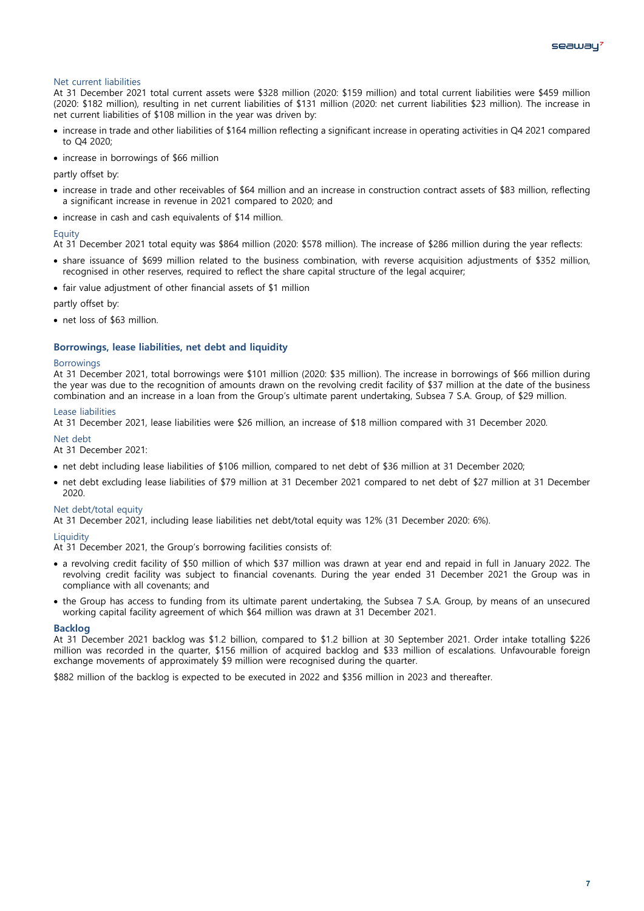### Net current liabilities

At 31 December 2021 total current assets were $328 million (2020: $159 million) and total current liabilities were $459 million (2020: $182 million), resulting in net current liabilities of $131 million (2020: net current liabilities $23 million). The increase in net current liabilities of $108 million in the year was driven by:

- increase in trade and other liabilities of $164 million reflecting a significant increase in operating activities in Q4 2021 compared to Q4 2020;
- increase in borrowings of $66 million

partly offset by:

- increase in trade and other receivables of $64 million and an increase in construction contract assets of $83 million, reflecting a significant increase in revenue in 2021 compared to 2020; and
- increase in cash and cash equivalents of $14 million.

### Equity

At 31 December 2021 total equity was $864 million (2020: $578 million). The increase of $286 million during the year reflects:

- share issuance of $699 million related to the business combination, with reverse acquisition adjustments of $352 million, recognised in other reserves, required to reflect the share capital structure of the legal acquirer;
- fair value adjustment of other financial assets of $1 million

partly offset by:

- net loss of $63 million.

## Borrowings, lease liabilities, net debt and liquidity

### Borrowings

At 31 December 2021, total borrowings were $101 million (2020: $35 million). The increase in borrowings of $66 million during the year was due to the recognition of amounts drawn on the revolving credit facility of $37 million at the date of the business combination and an increase in a loan from the Group's ultimate parent undertaking, Subsea 7 S.A. Group, of $29 million.

### Lease liabilities

At 31 December 2021, lease liabilities were $26 million, an increase of $18 million compared with 31 December 2020.

### Net debt

At 31 December 2021:

- net debt including lease liabilities of $106 million, compared to net debt of $36 million at 31 December 2020;
- net debt excluding lease liabilities of $79 million at 31 December 2021 compared to net debt of $27 million at 31 December 2020.

### Net debt/total equity

At 31 December 2021, including lease liabilities net debt/total equity was 12% (31 December 2020: 6%).

### Liquidity

At 31 December 2021, the Group's borrowing facilities consists of:

- a revolving credit facility of $50 million of which $37 million was drawn at year end and repaid in full in January 2022. The revolving credit facility was subject to financial covenants. During the year ended 31 December 2021 the Group was in compliance with all covenants; and
- the Group has access to funding from its ultimate parent undertaking, the Subsea 7 S.A. Group, by means of an unsecured working capital facility agreement of which $64 million was drawn at 31 December 2021.

## Backlog

At 31 December 2021 backlog was $1.2 billion, compared to $1.2 billion at 30 September 2021. Order intake totalling $226 million was recorded in the quarter, $156 million of acquired backlog and $33 million of escalations. Unfavourable foreign exchange movements of approximately $9 million were recognised during the quarter.

$882 million of the backlog is expected to be executed in 2022 and $356 million in 2023 and thereafter.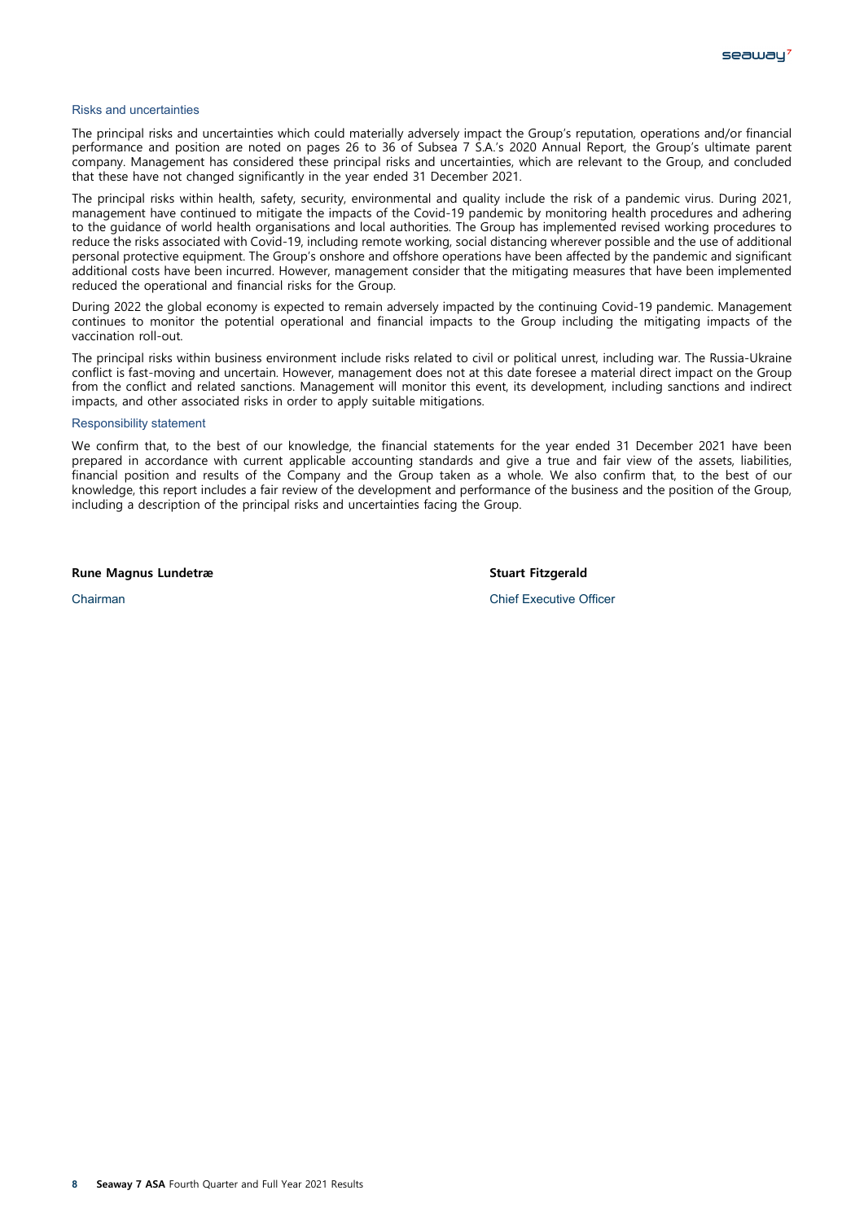## Risks and uncertainties

The principal risks and uncertainties which could materially adversely impact the Group's reputation, operations and/or financial performance and position are noted on pages 26 to 36 of Subsea 7 S.A.'s 2020 Annual Report, the Group's ultimate parent company. Management has considered these principal risks and uncertainties, which are relevant to the Group, and concluded that these have not changed significantly in the year ended 31 December 2021.

The principal risks within health, safety, security, environmental and quality include the risk of a pandemic virus. During 2021, management have continued to mitigate the impacts of the Covid-19 pandemic by monitoring health procedures and adhering to the guidance of world health organisations and local authorities. The Group has implemented revised working procedures to reduce the risks associated with Covid-19, including remote working, social distancing wherever possible and the use of additional personal protective equipment. The Group's onshore and offshore operations have been affected by the pandemic and significant additional costs have been incurred. However, management consider that the mitigating measures that have been implemented reduced the operational and financial risks for the Group.

During 2022 the global economy is expected to remain adversely impacted by the continuing Covid-19 pandemic. Management continues to monitor the potential operational and financial impacts to the Group including the mitigating impacts of the vaccination roll-out.

The principal risks within business environment include risks related to civil or political unrest, including war. The Russia-Ukraine conflict is fast-moving and uncertain. However, management does not at this date foresee a material direct impact on the Group from the conflict and related sanctions. Management will monitor this event, its development, including sanctions and indirect impacts, and other associated risks in order to apply suitable mitigations.

## Responsibility statement

We confirm that, to the best of our knowledge, the financial statements for the year ended 31 December 2021 have been prepared in accordance with current applicable accounting standards and give a true and fair view of the assets, liabilities, financial position and results of the Company and the Group taken as a whole. We also confirm that, to the best of our knowledge, this report includes a fair review of the development and performance of the business and the position of the Group, including a description of the principal risks and uncertainties facing the Group.

**Rune Magnus Lundetræ**
Chairman

**Stuart Fitzgerald**
Chief Executive Officer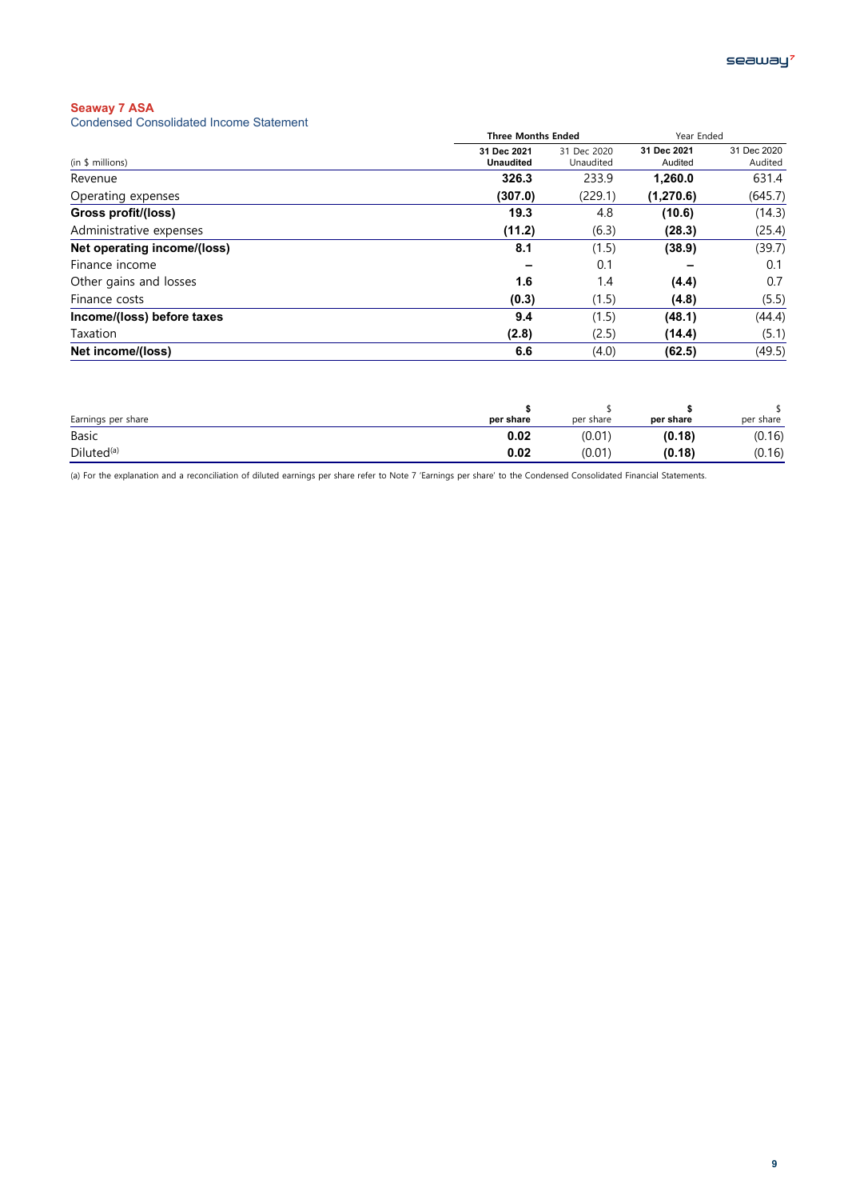**Seaway 7 ASA**
Condensed Consolidated Income Statement

| (in $ millions) | Three Months Ended 31 Dec 2021 Unaudited | Three Months Ended 31 Dec 2020 Unaudited | Year Ended 31 Dec 2021 Audited | Year Ended 31 Dec 2020 Audited |
|---|---|---|---|---|
| Revenue | **326.3** | 233.9 | **1,260.0** | 631.4 |
| Operating expenses | **(307.0)** | (229.1) | **(1,270.6)** | (645.7) |
| **Gross profit/(loss)** | **19.3** | 4.8 | **(10.6)** | (14.3) |
| Administrative expenses | **(11.2)** | (6.3) | **(28.3)** | (25.4) |
| **Net operating income/(loss)** | **8.1** | (1.5) | **(38.9)** | (39.7) |
| Finance income | **–** | 0.1 | **–** | 0.1 |
| Other gains and losses | **1.6** | 1.4 | **(4.4)** | 0.7 |
| Finance costs | **(0.3)** | (1.5) | **(4.8)** | (5.5) |
| **Income/(loss) before taxes** | **9.4** | (1.5) | **(48.1)** | (44.4) |
| Taxation | **(2.8)** | (2.5) | **(14.4)** | (5.1) |
| **Net income/(loss)** | **6.6** | (4.0) | **(62.5)** | (49.5) |

| Earnings per share | $ per share | $ per share | $ per share | $ per share |
|---|---|---|---|---|
| Basic | **0.02** | (0.01) | **(0.18)** | (0.16) |
| Diluted[a] | **0.02** | (0.01) | **(0.18)** | (0.16) |

(a) For the explanation and a reconciliation of diluted earnings per share refer to Note 7 'Earnings per share' to the Condensed Consolidated Financial Statements.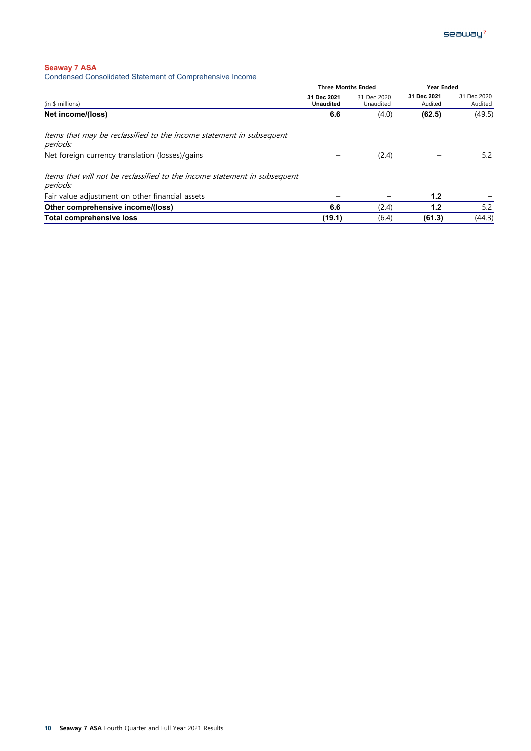**Seaway 7 ASA**

Condensed Consolidated Statement of Comprehensive Income

| (in $ millions) | Three Months Ended | | Year Ended | |
|---|---|---|---|---|
| | **31 Dec 2021 Unaudited** | 31 Dec 2020 Unaudited | **31 Dec 2021 Audited** | 31 Dec 2020 Audited |
| **Net income/(loss)** | **6.6** | (4.0) | **(62.5)** | (49.5) |
| *Items that may be reclassified to the income statement in subsequent periods:* | | | | |
| Net foreign currency translation (losses)/gains | **–** | (2.4) | **–** | 5.2 |
| *Items that will not be reclassified to the income statement in subsequent periods:* | | | | |
| Fair value adjustment on other financial assets | **–** | – | **1.2** | – |
| **Other comprehensive income/(loss)** | **6.6** | (2.4) | **1.2** | 5.2 |
| **Total comprehensive loss** | **(19.1)** | (6.4) | **(61.3)** | (44.3) |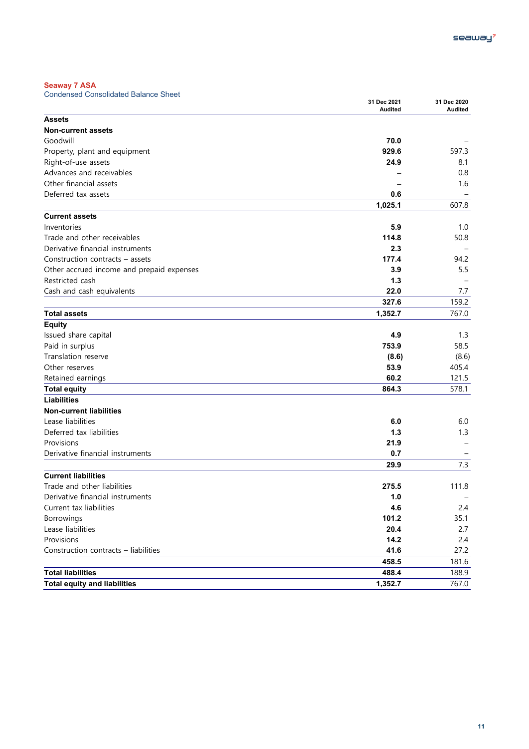**Seaway 7 ASA**

Condensed Consolidated Balance Sheet

| | 31 Dec 2021 Audited | 31 Dec 2020 Audited |
|---|---|---|
| **Assets** | | |
| **Non-current assets** | | |
| Goodwill | **70.0** | – |
| Property, plant and equipment | **929.6** | 597.3 |
| Right-of-use assets | **24.9** | 8.1 |
| Advances and receivables | **–** | 0.8 |
| Other financial assets | **–** | 1.6 |
| Deferred tax assets | **0.6** | – |
| | **1,025.1** | 607.8 |
| **Current assets** | | |
| Inventories | **5.9** | 1.0 |
| Trade and other receivables | **114.8** | 50.8 |
| Derivative financial instruments | **2.3** | – |
| Construction contracts – assets | **177.4** | 94.2 |
| Other accrued income and prepaid expenses | **3.9** | 5.5 |
| Restricted cash | **1.3** | – |
| Cash and cash equivalents | **22.0** | 7.7 |
| | **327.6** | 159.2 |
| **Total assets** | **1,352.7** | 767.0 |
| **Equity** | | |
| Issued share capital | **4.9** | 1.3 |
| Paid in surplus | **753.9** | 58.5 |
| Translation reserve | **(8.6)** | (8.6) |
| Other reserves | **53.9** | 405.4 |
| Retained earnings | **60.2** | 121.5 |
| **Total equity** | **864.3** | 578.1 |
| **Liabilities** | | |
| **Non-current liabilities** | | |
| Lease liabilities | **6.0** | 6.0 |
| Deferred tax liabilities | **1.3** | 1.3 |
| Provisions | **21.9** | – |
| Derivative financial instruments | **0.7** | – |
| | **29.9** | 7.3 |
| **Current liabilities** | | |
| Trade and other liabilities | **275.5** | 111.8 |
| Derivative financial instruments | **1.0** | – |
| Current tax liabilities | **4.6** | 2.4 |
| Borrowings | **101.2** | 35.1 |
| Lease liabilities | **20.4** | 2.7 |
| Provisions | **14.2** | 2.4 |
| Construction contracts – liabilities | **41.6** | 27.2 |
| | **458.5** | 181.6 |
| **Total liabilities** | **488.4** | 188.9 |
| **Total equity and liabilities** | **1,352.7** | 767.0 |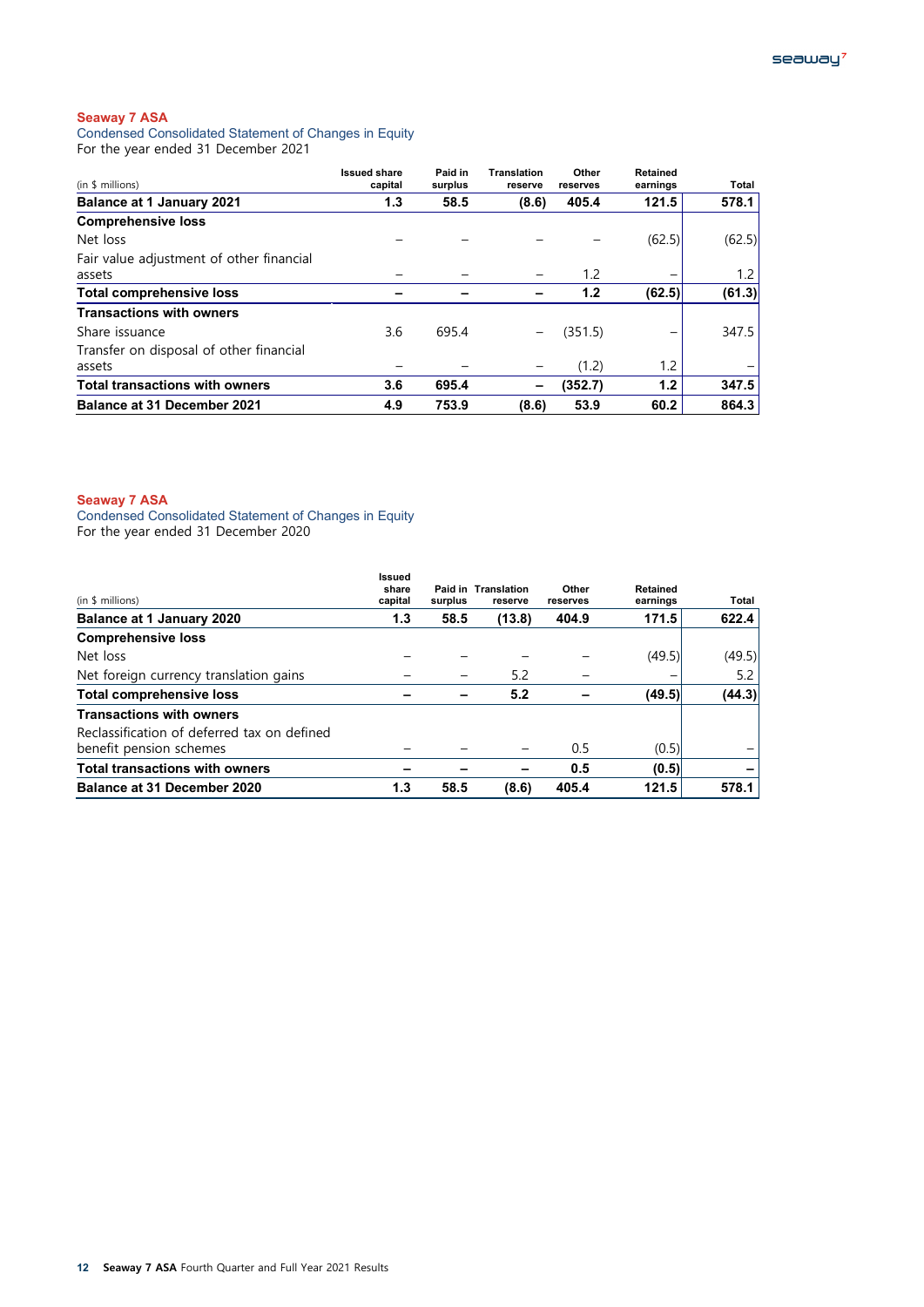**Seaway 7 ASA**

Condensed Consolidated Statement of Changes in Equity

For the year ended 31 December 2021

| (in $ millions) | Issued share capital | Paid in surplus | Translation reserve | Other reserves | Retained earnings | Total |
|---|---|---|---|---|---|---|
| **Balance at 1 January 2021** | **1.3** | **58.5** | **(8.6)** | **405.4** | **121.5** | **578.1** |
| **Comprehensive loss** | | | | | | |
| Net loss | – | – | – | – | (62.5) | (62.5) |
| Fair value adjustment of other financial assets | – | – | – | 1.2 | – | 1.2 |
| **Total comprehensive loss** | **–** | **–** | **–** | **1.2** | **(62.5)** | **(61.3)** |
| **Transactions with owners** | | | | | | |
| Share issuance | 3.6 | 695.4 | – | (351.5) | – | 347.5 |
| Transfer on disposal of other financial assets | – | – | – | (1.2) | 1.2 | – |
| **Total transactions with owners** | **3.6** | **695.4** | **–** | **(352.7)** | **1.2** | **347.5** |
| **Balance at 31 December 2021** | **4.9** | **753.9** | **(8.6)** | **53.9** | **60.2** | **864.3** |

**Seaway 7 ASA**

Condensed Consolidated Statement of Changes in Equity

For the year ended 31 December 2020

| (in $ millions) | Issued share capital | Paid in surplus | Translation reserve | Other reserves | Retained earnings | Total |
|---|---|---|---|---|---|---|
| **Balance at 1 January 2020** | **1.3** | **58.5** | **(13.8)** | **404.9** | **171.5** | **622.4** |
| **Comprehensive loss** | | | | | | |
| Net loss | – | – | – | – | (49.5) | (49.5) |
| Net foreign currency translation gains | – | – | 5.2 | – | – | 5.2 |
| **Total comprehensive loss** | **–** | **–** | **5.2** | **–** | **(49.5)** | **(44.3)** |
| **Transactions with owners** | | | | | | |
| Reclassification of deferred tax on defined benefit pension schemes | – | – | – | 0.5 | (0.5) | – |
| **Total transactions with owners** | **–** | **–** | **–** | **0.5** | **(0.5)** | **–** |
| **Balance at 31 December 2020** | **1.3** | **58.5** | **(8.6)** | **405.4** | **121.5** | **578.1** |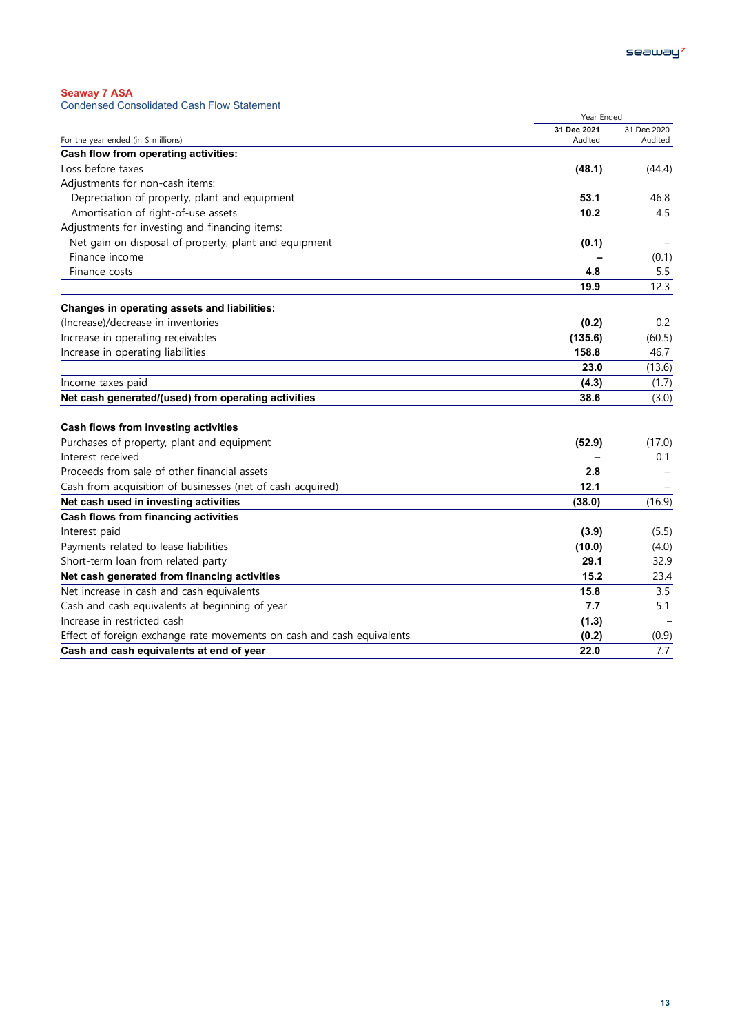**Seaway 7 ASA**

Condensed Consolidated Cash Flow Statement

| For the year ended (in $ millions) | Year Ended 31 Dec 2021 Audited | Year Ended 31 Dec 2020 Audited |
|---|---|---|
| **Cash flow from operating activities:** | | |
| Loss before taxes | **(48.1)** | (44.4) |
| Adjustments for non-cash items: | | |
| Depreciation of property, plant and equipment | **53.1** | 46.8 |
| Amortisation of right-of-use assets | **10.2** | 4.5 |
| Adjustments for investing and financing items: | | |
| Net gain on disposal of property, plant and equipment | **(0.1)** | – |
| Finance income | **–** | (0.1) |
| Finance costs | **4.8** | 5.5 |
| | **19.9** | 12.3 |
| **Changes in operating assets and liabilities:** | | |
| (Increase)/decrease in inventories | **(0.2)** | 0.2 |
| Increase in operating receivables | **(135.6)** | (60.5) |
| Increase in operating liabilities | **158.8** | 46.7 |
| | **23.0** | (13.6) |
| Income taxes paid | **(4.3)** | (1.7) |
| **Net cash generated/(used) from operating activities** | **38.6** | (3.0) |
| **Cash flows from investing activities** | | |
| Purchases of property, plant and equipment | **(52.9)** | (17.0) |
| Interest received | **–** | 0.1 |
| Proceeds from sale of other financial assets | **2.8** | – |
| Cash from acquisition of businesses (net of cash acquired) | **12.1** | – |
| **Net cash used in investing activities** | **(38.0)** | (16.9) |
| **Cash flows from financing activities** | | |
| Interest paid | **(3.9)** | (5.5) |
| Payments related to lease liabilities | **(10.0)** | (4.0) |
| Short-term loan from related party | **29.1** | 32.9 |
| **Net cash generated from financing activities** | **15.2** | 23.4 |
| Net increase in cash and cash equivalents | **15.8** | 3.5 |
| Cash and cash equivalents at beginning of year | **7.7** | 5.1 |
| Increase in restricted cash | **(1.3)** | – |
| Effect of foreign exchange rate movements on cash and cash equivalents | **(0.2)** | (0.9) |
| **Cash and cash equivalents at end of year** | **22.0** | 7.7 |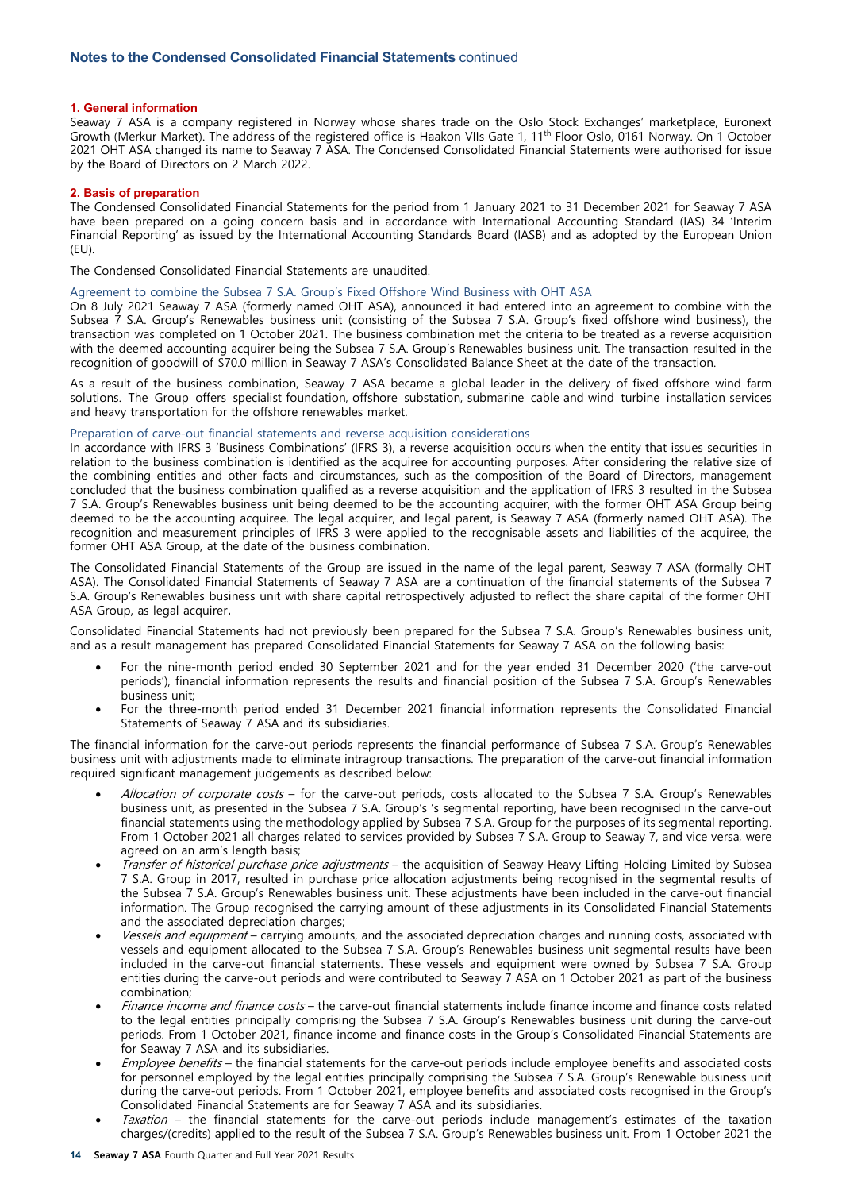## 1. General information

Seaway 7 ASA is a company registered in Norway whose shares trade on the Oslo Stock Exchanges' marketplace, Euronext Growth (Merkur Market). The address of the registered office is Haakon VIIs Gate 1, 11th Floor Oslo, 0161 Norway. On 1 October 2021 OHT ASA changed its name to Seaway 7 ASA. The Condensed Consolidated Financial Statements were authorised for issue by the Board of Directors on 2 March 2022.

## 2. Basis of preparation

The Condensed Consolidated Financial Statements for the period from 1 January 2021 to 31 December 2021 for Seaway 7 ASA have been prepared on a going concern basis and in accordance with International Accounting Standard (IAS) 34 'Interim Financial Reporting' as issued by the International Accounting Standards Board (IASB) and as adopted by the European Union (EU).

The Condensed Consolidated Financial Statements are unaudited.

### Agreement to combine the Subsea 7 S.A. Group's Fixed Offshore Wind Business with OHT ASA

On 8 July 2021 Seaway 7 ASA (formerly named OHT ASA), announced it had entered into an agreement to combine with the Subsea 7 S.A. Group's Renewables business unit (consisting of the Subsea 7 S.A. Group's fixed offshore wind business), the transaction was completed on 1 October 2021. The business combination met the criteria to be treated as a reverse acquisition with the deemed accounting acquirer being the Subsea 7 S.A. Group's Renewables business unit. The transaction resulted in the recognition of goodwill of $70.0 million in Seaway 7 ASA's Consolidated Balance Sheet at the date of the transaction.

As a result of the business combination, Seaway 7 ASA became a global leader in the delivery of fixed offshore wind farm solutions. The Group offers specialist foundation, offshore substation, submarine cable and wind turbine installation services and heavy transportation for the offshore renewables market.

### Preparation of carve-out financial statements and reverse acquisition considerations

In accordance with IFRS 3 'Business Combinations' (IFRS 3), a reverse acquisition occurs when the entity that issues securities in relation to the business combination is identified as the acquiree for accounting purposes. After considering the relative size of the combining entities and other facts and circumstances, such as the composition of the Board of Directors, management concluded that the business combination qualified as a reverse acquisition and the application of IFRS 3 resulted in the Subsea 7 S.A. Group's Renewables business unit being deemed to be the accounting acquirer, with the former OHT ASA Group being deemed to be the accounting acquiree. The legal acquirer, and legal parent, is Seaway 7 ASA (formerly named OHT ASA). The recognition and measurement principles of IFRS 3 were applied to the recognisable assets and liabilities of the acquiree, the former OHT ASA Group, at the date of the business combination.

The Consolidated Financial Statements of the Group are issued in the name of the legal parent, Seaway 7 ASA (formally OHT ASA). The Consolidated Financial Statements of Seaway 7 ASA are a continuation of the financial statements of the Subsea 7 S.A. Group's Renewables business unit with share capital retrospectively adjusted to reflect the share capital of the former OHT ASA Group, as legal acquirer**.**

Consolidated Financial Statements had not previously been prepared for the Subsea 7 S.A. Group's Renewables business unit, and as a result management has prepared Consolidated Financial Statements for Seaway 7 ASA on the following basis:

- For the nine-month period ended 30 September 2021 and for the year ended 31 December 2020 ('the carve-out periods'), financial information represents the results and financial position of the Subsea 7 S.A. Group's Renewables business unit;
- For the three-month period ended 31 December 2021 financial information represents the Consolidated Financial Statements of Seaway 7 ASA and its subsidiaries.

The financial information for the carve-out periods represents the financial performance of Subsea 7 S.A. Group's Renewables business unit with adjustments made to eliminate intragroup transactions. The preparation of the carve-out financial information required significant management judgements as described below:

- *Allocation of corporate costs* – for the carve-out periods, costs allocated to the Subsea 7 S.A. Group's Renewables business unit, as presented in the Subsea 7 S.A. Group's 's segmental reporting, have been recognised in the carve-out financial statements using the methodology applied by Subsea 7 S.A. Group for the purposes of its segmental reporting. From 1 October 2021 all charges related to services provided by Subsea 7 S.A. Group to Seaway 7, and vice versa, were agreed on an arm's length basis;
- *Transfer of historical purchase price adjustments* – the acquisition of Seaway Heavy Lifting Holding Limited by Subsea 7 S.A. Group in 2017, resulted in purchase price allocation adjustments being recognised in the segmental results of the Subsea 7 S.A. Group's Renewables business unit. These adjustments have been included in the carve-out financial information. The Group recognised the carrying amount of these adjustments in its Consolidated Financial Statements and the associated depreciation charges;
- *Vessels and equipment* – carrying amounts, and the associated depreciation charges and running costs, associated with vessels and equipment allocated to the Subsea 7 S.A. Group's Renewables business unit segmental results have been included in the carve-out financial statements. These vessels and equipment were owned by Subsea 7 S.A. Group entities during the carve-out periods and were contributed to Seaway 7 ASA on 1 October 2021 as part of the business combination;
- *Finance income and finance costs* – the carve-out financial statements include finance income and finance costs related to the legal entities principally comprising the Subsea 7 S.A. Group's Renewables business unit during the carve-out periods. From 1 October 2021, finance income and finance costs in the Group's Consolidated Financial Statements are for Seaway 7 ASA and its subsidiaries.
- *Employee benefits* – the financial statements for the carve-out periods include employee benefits and associated costs for personnel employed by the legal entities principally comprising the Subsea 7 S.A. Group's Renewable business unit during the carve-out periods. From 1 October 2021, employee benefits and associated costs recognised in the Group's Consolidated Financial Statements are for Seaway 7 ASA and its subsidiaries.
- *Taxation* – the financial statements for the carve-out periods include management's estimates of the taxation charges/(credits) applied to the result of the Subsea 7 S.A. Group's Renewables business unit. From 1 October 2021 the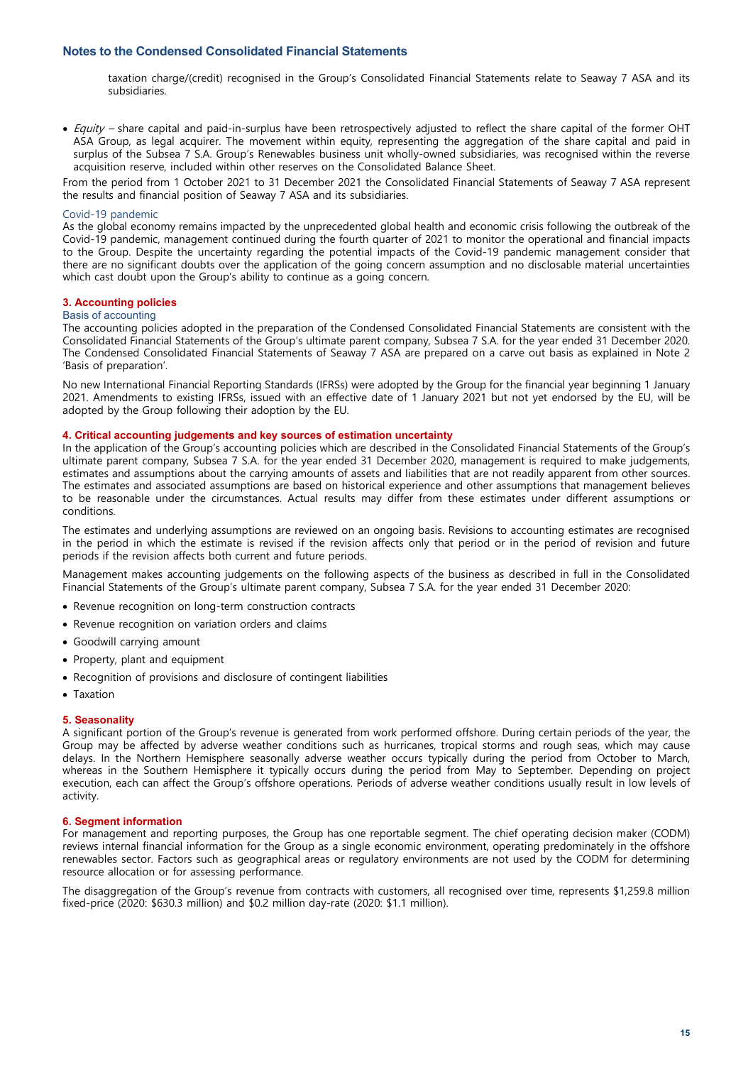taxation charge/(credit) recognised in the Group's Consolidated Financial Statements relate to Seaway 7 ASA and its subsidiaries.

- *Equity* – share capital and paid-in-surplus have been retrospectively adjusted to reflect the share capital of the former OHT ASA Group, as legal acquirer. The movement within equity, representing the aggregation of the share capital and paid in surplus of the Subsea 7 S.A. Group's Renewables business unit wholly-owned subsidiaries, was recognised within the reverse acquisition reserve, included within other reserves on the Consolidated Balance Sheet.

From the period from 1 October 2021 to 31 December 2021 the Consolidated Financial Statements of Seaway 7 ASA represent the results and financial position of Seaway 7 ASA and its subsidiaries.

### Covid-19 pandemic

As the global economy remains impacted by the unprecedented global health and economic crisis following the outbreak of the Covid-19 pandemic, management continued during the fourth quarter of 2021 to monitor the operational and financial impacts to the Group. Despite the uncertainty regarding the potential impacts of the Covid-19 pandemic management consider that there are no significant doubts over the application of the going concern assumption and no disclosable material uncertainties which cast doubt upon the Group's ability to continue as a going concern.

## 3. Accounting policies

### Basis of accounting

The accounting policies adopted in the preparation of the Condensed Consolidated Financial Statements are consistent with the Consolidated Financial Statements of the Group's ultimate parent company, Subsea 7 S.A. for the year ended 31 December 2020. The Condensed Consolidated Financial Statements of Seaway 7 ASA are prepared on a carve out basis as explained in Note 2 'Basis of preparation'.

No new International Financial Reporting Standards (IFRSs) were adopted by the Group for the financial year beginning 1 January 2021. Amendments to existing IFRSs, issued with an effective date of 1 January 2021 but not yet endorsed by the EU, will be adopted by the Group following their adoption by the EU.

## 4. Critical accounting judgements and key sources of estimation uncertainty

In the application of the Group's accounting policies which are described in the Consolidated Financial Statements of the Group's ultimate parent company, Subsea 7 S.A. for the year ended 31 December 2020, management is required to make judgements, estimates and assumptions about the carrying amounts of assets and liabilities that are not readily apparent from other sources. The estimates and associated assumptions are based on historical experience and other assumptions that management believes to be reasonable under the circumstances. Actual results may differ from these estimates under different assumptions or conditions.

The estimates and underlying assumptions are reviewed on an ongoing basis. Revisions to accounting estimates are recognised in the period in which the estimate is revised if the revision affects only that period or in the period of revision and future periods if the revision affects both current and future periods.

Management makes accounting judgements on the following aspects of the business as described in full in the Consolidated Financial Statements of the Group's ultimate parent company, Subsea 7 S.A. for the year ended 31 December 2020:

- Revenue recognition on long-term construction contracts
- Revenue recognition on variation orders and claims
- Goodwill carrying amount
- Property, plant and equipment
- Recognition of provisions and disclosure of contingent liabilities
- Taxation

## 5. Seasonality

A significant portion of the Group's revenue is generated from work performed offshore. During certain periods of the year, the Group may be affected by adverse weather conditions such as hurricanes, tropical storms and rough seas, which may cause delays. In the Northern Hemisphere seasonally adverse weather occurs typically during the period from October to March, whereas in the Southern Hemisphere it typically occurs during the period from May to September. Depending on project execution, each can affect the Group's offshore operations. Periods of adverse weather conditions usually result in low levels of activity.

## 6. Segment information

For management and reporting purposes, the Group has one reportable segment. The chief operating decision maker (CODM) reviews internal financial information for the Group as a single economic environment, operating predominately in the offshore renewables sector. Factors such as geographical areas or regulatory environments are not used by the CODM for determining resource allocation or for assessing performance.

The disaggregation of the Group's revenue from contracts with customers, all recognised over time, represents $1,259.8 million fixed-price (2020: $630.3 million) and $0.2 million day-rate (2020: $1.1 million).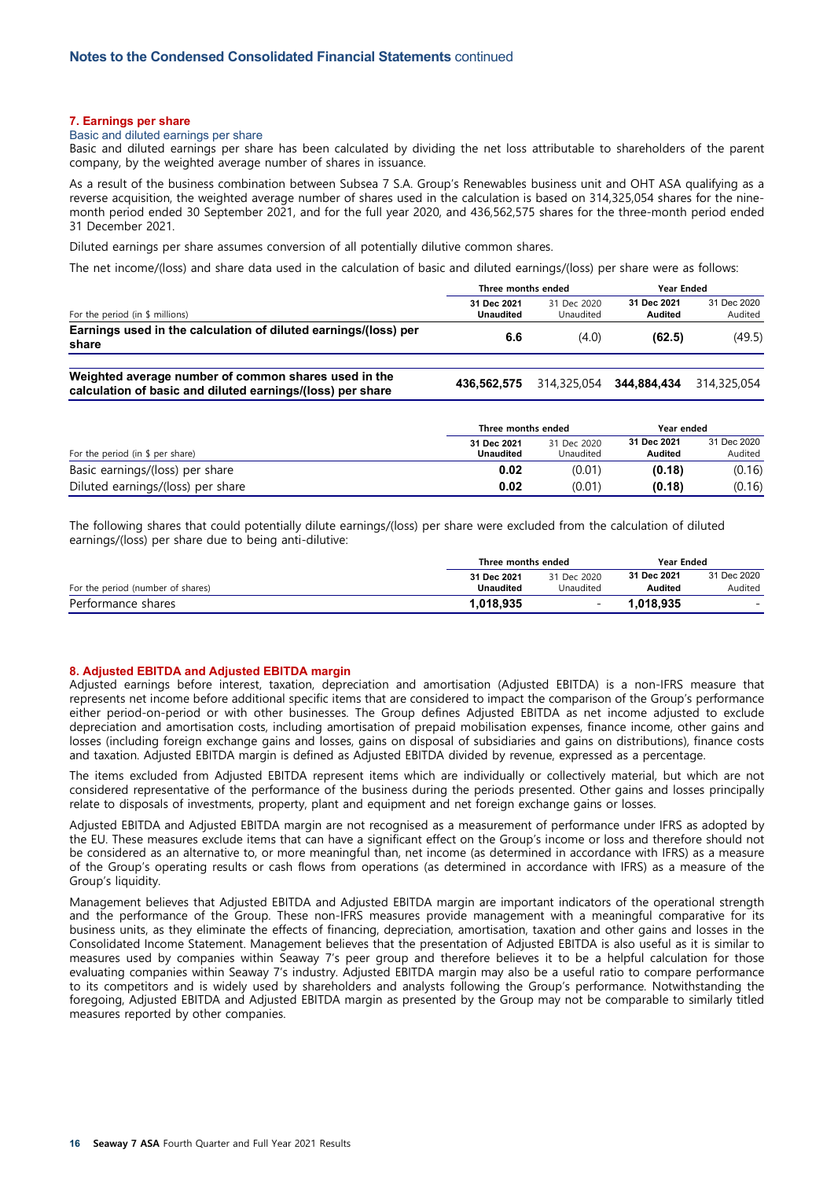## 7. Earnings per share

### Basic and diluted earnings per share

Basic and diluted earnings per share has been calculated by dividing the net loss attributable to shareholders of the parent company, by the weighted average number of shares in issuance.

As a result of the business combination between Subsea 7 S.A. Group's Renewables business unit and OHT ASA qualifying as a reverse acquisition, the weighted average number of shares used in the calculation is based on 314,325,054 shares for the nine-month period ended 30 September 2021, and for the full year 2020, and 436,562,575 shares for the three-month period ended 31 December 2021.

Diluted earnings per share assumes conversion of all potentially dilutive common shares.

The net income/(loss) and share data used in the calculation of basic and diluted earnings/(loss) per share were as follows:

| For the period (in $ millions) | Three months ended | | Year Ended | |
|---|---|---|---|---|
| | **31 Dec 2021 Unaudited** | 31 Dec 2020 Unaudited | **31 Dec 2021 Audited** | 31 Dec 2020 Audited |
| **Earnings used in the calculation of diluted earnings/(loss) per share** | **6.6** | (4.0) | **(62.5)** | (49.5) |
| **Weighted average number of common shares used in the calculation of basic and diluted earnings/(loss) per share** | **436,562,575** | 314,325,054 | **344,884,434** | 314,325,054 |

| For the period (in $ per share) | Three months ended | | Year ended | |
|---|---|---|---|---|
| | **31 Dec 2021 Unaudited** | 31 Dec 2020 Unaudited | **31 Dec 2021 Audited** | 31 Dec 2020 Audited |
| Basic earnings/(loss) per share | **0.02** | (0.01) | **(0.18)** | (0.16) |
| Diluted earnings/(loss) per share | **0.02** | (0.01) | **(0.18)** | (0.16) |

The following shares that could potentially dilute earnings/(loss) per share were excluded from the calculation of diluted earnings/(loss) per share due to being anti-dilutive:

| For the period (number of shares) | Three months ended | | Year Ended | |
|---|---|---|---|---|
| | **31 Dec 2021 Unaudited** | 31 Dec 2020 Unaudited | **31 Dec 2021 Audited** | 31 Dec 2020 Audited |
| Performance shares | **1,018,935** | - | **1,018,935** | - |

## 8. Adjusted EBITDA and Adjusted EBITDA margin

Adjusted earnings before interest, taxation, depreciation and amortisation (Adjusted EBITDA) is a non-IFRS measure that represents net income before additional specific items that are considered to impact the comparison of the Group's performance either period-on-period or with other businesses. The Group defines Adjusted EBITDA as net income adjusted to exclude depreciation and amortisation costs, including amortisation of prepaid mobilisation expenses, finance income, other gains and losses (including foreign exchange gains and losses, gains on disposal of subsidiaries and gains on distributions), finance costs and taxation. Adjusted EBITDA margin is defined as Adjusted EBITDA divided by revenue, expressed as a percentage.

The items excluded from Adjusted EBITDA represent items which are individually or collectively material, but which are not considered representative of the performance of the business during the periods presented. Other gains and losses principally relate to disposals of investments, property, plant and equipment and net foreign exchange gains or losses.

Adjusted EBITDA and Adjusted EBITDA margin are not recognised as a measurement of performance under IFRS as adopted by the EU. These measures exclude items that can have a significant effect on the Group's income or loss and therefore should not be considered as an alternative to, or more meaningful than, net income (as determined in accordance with IFRS) as a measure of the Group's operating results or cash flows from operations (as determined in accordance with IFRS) as a measure of the Group's liquidity.

Management believes that Adjusted EBITDA and Adjusted EBITDA margin are important indicators of the operational strength and the performance of the Group. These non-IFRS measures provide management with a meaningful comparative for its business units, as they eliminate the effects of financing, depreciation, amortisation, taxation and other gains and losses in the Consolidated Income Statement. Management believes that the presentation of Adjusted EBITDA is also useful as it is similar to measures used by companies within Seaway 7's peer group and therefore believes it to be a helpful calculation for those evaluating companies within Seaway 7's industry. Adjusted EBITDA margin may also be a useful ratio to compare performance to its competitors and is widely used by shareholders and analysts following the Group's performance. Notwithstanding the foregoing, Adjusted EBITDA and Adjusted EBITDA margin as presented by the Group may not be comparable to similarly titled measures reported by other companies.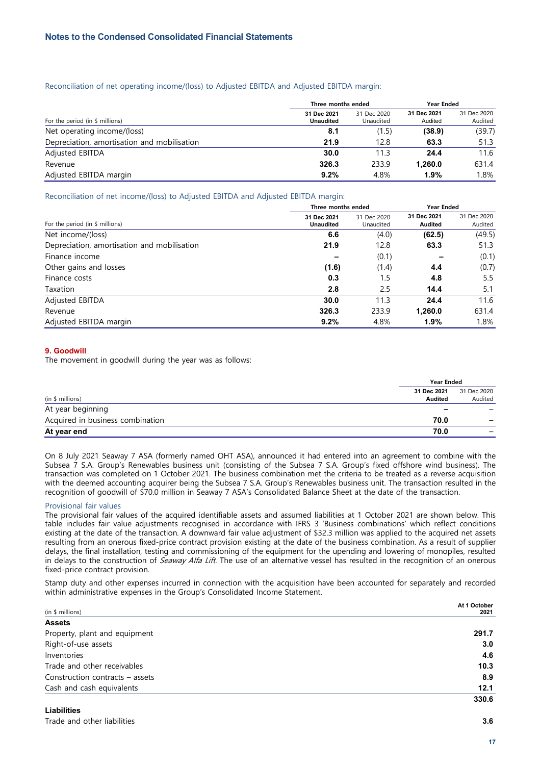## Notes to the Condensed Consolidated Financial Statements

Reconciliation of net operating income/(loss) to Adjusted EBITDA and Adjusted EBITDA margin:

| For the period (in $ millions) | Three months ended 31 Dec 2021 Unaudited | Three months ended 31 Dec 2020 Unaudited | Year Ended 31 Dec 2021 Audited | Year Ended 31 Dec 2020 Audited |
|---|---|---|---|---|
| Net operating income/(loss) | **8.1** | (1.5) | **(38.9)** | (39.7) |
| Depreciation, amortisation and mobilisation | **21.9** | 12.8 | **63.3** | 51.3 |
| Adjusted EBITDA | **30.0** | 11.3 | **24.4** | 11.6 |
| Revenue | **326.3** | 233.9 | **1,260.0** | 631.4 |
| Adjusted EBITDA margin | **9.2%** | 4.8% | **1.9%** | 1.8% |

Reconciliation of net income/(loss) to Adjusted EBITDA and Adjusted EBITDA margin:

| For the period (in $ millions) | Three months ended 31 Dec 2021 Unaudited | Three months ended 31 Dec 2020 Unaudited | Year Ended 31 Dec 2021 Audited | Year Ended 31 Dec 2020 Audited |
|---|---|---|---|---|
| Net income/(loss) | **6.6** | (4.0) | **(62.5)** | (49.5) |
| Depreciation, amortisation and mobilisation | **21.9** | 12.8 | **63.3** | 51.3 |
| Finance income | **–** | (0.1) | **–** | (0.1) |
| Other gains and losses | **(1.6)** | (1.4) | **4.4** | (0.7) |
| Finance costs | **0.3** | 1.5 | **4.8** | 5.5 |
| Taxation | **2.8** | 2.5 | **14.4** | 5.1 |
| Adjusted EBITDA | **30.0** | 11.3 | **24.4** | 11.6 |
| Revenue | **326.3** | 233.9 | **1,260.0** | 631.4 |
| Adjusted EBITDA margin | **9.2%** | 4.8% | **1.9%** | 1.8% |

### 9. Goodwill

The movement in goodwill during the year was as follows:

| (in $ millions) | Year Ended 31 Dec 2021 Audited | Year Ended 31 Dec 2020 Audited |
|---|---|---|
| At year beginning | **–** | – |
| Acquired in business combination | **70.0** | – |
| **At year end** | **70.0** | – |

On 8 July 2021 Seaway 7 ASA (formerly named OHT ASA), announced it had entered into an agreement to combine with the Subsea 7 S.A. Group's Renewables business unit (consisting of the Subsea 7 S.A. Group's fixed offshore wind business). The transaction was completed on 1 October 2021. The business combination met the criteria to be treated as a reverse acquisition with the deemed accounting acquirer being the Subsea 7 S.A. Group's Renewables business unit. The transaction resulted in the recognition of goodwill of $70.0 million in Seaway 7 ASA's Consolidated Balance Sheet at the date of the transaction.

Provisional fair values

The provisional fair values of the acquired identifiable assets and assumed liabilities at 1 October 2021 are shown below. This table includes fair value adjustments recognised in accordance with IFRS 3 'Business combinations' which reflect conditions existing at the date of the transaction. A downward fair value adjustment of $32.3 million was applied to the acquired net assets resulting from an onerous fixed-price contract provision existing at the date of the business combination. As a result of supplier delays, the final installation, testing and commissioning of the equipment for the upending and lowering of monopiles, resulted in delays to the construction of *Seaway Alfa Lift*. The use of an alternative vessel has resulted in the recognition of an onerous fixed-price contract provision.

Stamp duty and other expenses incurred in connection with the acquisition have been accounted for separately and recorded within administrative expenses in the Group's Consolidated Income Statement.

| (in $ millions) | At 1 October 2021 |
|---|---|
| **Assets** | |
| Property, plant and equipment | **291.7** |
| Right-of-use assets | **3.0** |
| Inventories | **4.6** |
| Trade and other receivables | **10.3** |
| Construction contracts – assets | **8.9** |
| Cash and cash equivalents | **12.1** |
| | **330.6** |
| **Liabilities** | |
| Trade and other liabilities | **3.6** |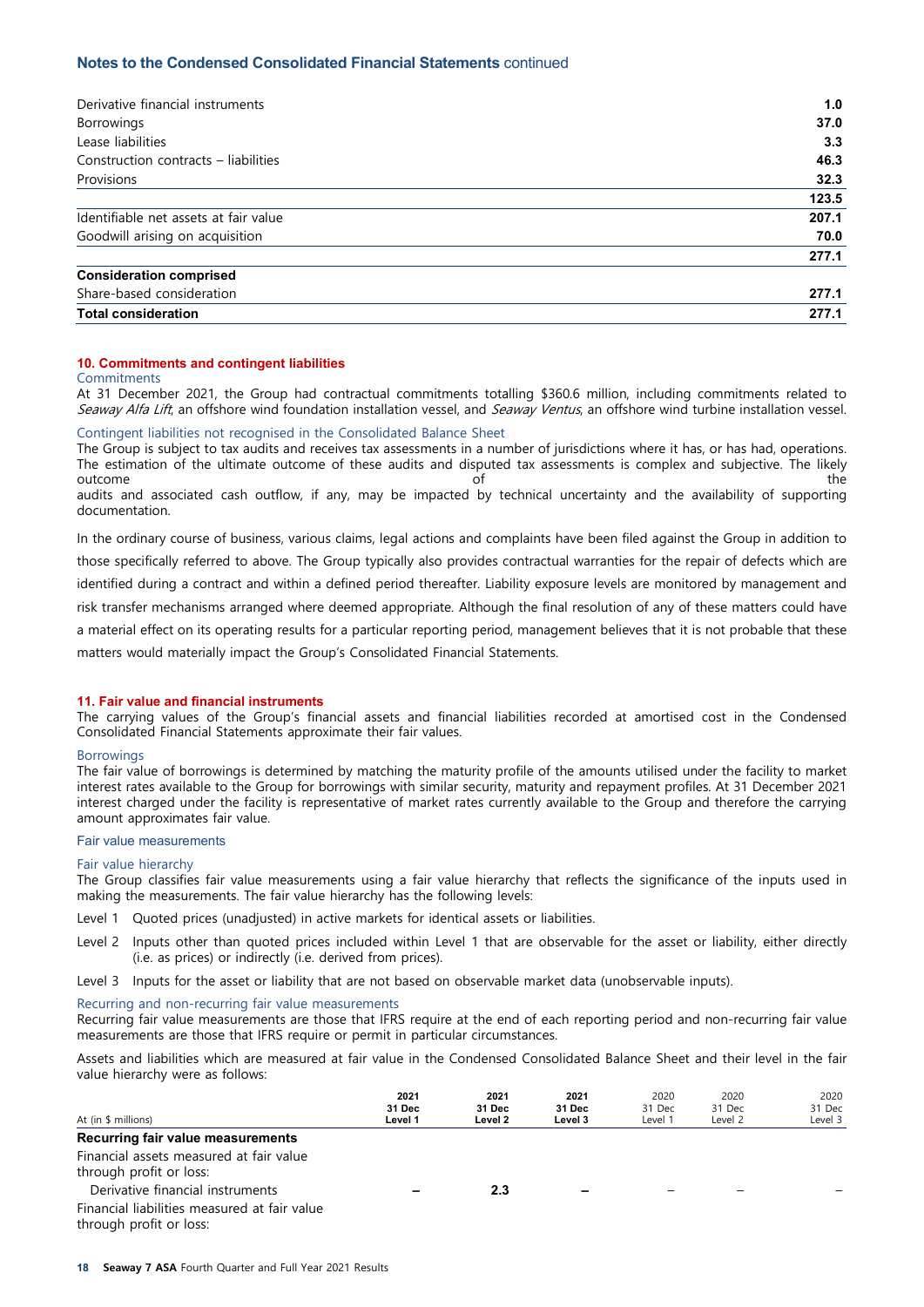## Notes to the Condensed Consolidated Financial Statements continued

| | |
|---|---|
| Derivative financial instruments | **1.0** |
| Borrowings | **37.0** |
| Lease liabilities | **3.3** |
| Construction contracts – liabilities | **46.3** |
| Provisions | **32.3** |
| | **123.5** |
| Identifiable net assets at fair value | **207.1** |
| Goodwill arising on acquisition | **70.0** |
| | **277.1** |
| **Consideration comprised** | |
| Share-based consideration | **277.1** |
| **Total consideration** | **277.1** |

### 10. Commitments and contingent liabilities

#### Commitments

At 31 December 2021, the Group had contractual commitments totalling $360.6 million, including commitments related to *Seaway Alfa Lift*, an offshore wind foundation installation vessel, and *Seaway Ventus*, an offshore wind turbine installation vessel.

#### Contingent liabilities not recognised in the Consolidated Balance Sheet

The Group is subject to tax audits and receives tax assessments in a number of jurisdictions where it has, or has had, operations. The estimation of the ultimate outcome of these audits and disputed tax assessments is complex and subjective. The likely outcome of the audits and associated cash outflow, if any, may be impacted by technical uncertainty and the availability of supporting documentation.

In the ordinary course of business, various claims, legal actions and complaints have been filed against the Group in addition to those specifically referred to above. The Group typically also provides contractual warranties for the repair of defects which are identified during a contract and within a defined period thereafter. Liability exposure levels are monitored by management and risk transfer mechanisms arranged where deemed appropriate. Although the final resolution of any of these matters could have a material effect on its operating results for a particular reporting period, management believes that it is not probable that these matters would materially impact the Group's Consolidated Financial Statements.

### 11. Fair value and financial instruments

The carrying values of the Group's financial assets and financial liabilities recorded at amortised cost in the Condensed Consolidated Financial Statements approximate their fair values.

#### Borrowings

The fair value of borrowings is determined by matching the maturity profile of the amounts utilised under the facility to market interest rates available to the Group for borrowings with similar security, maturity and repayment profiles. At 31 December 2021 interest charged under the facility is representative of market rates currently available to the Group and therefore the carrying amount approximates fair value.

#### Fair value measurements

#### Fair value hierarchy

The Group classifies fair value measurements using a fair value hierarchy that reflects the significance of the inputs used in making the measurements. The fair value hierarchy has the following levels:

Level 1 Quoted prices (unadjusted) in active markets for identical assets or liabilities.

Level 2 Inputs other than quoted prices included within Level 1 that are observable for the asset or liability, either directly (i.e. as prices) or indirectly (i.e. derived from prices).

Level 3 Inputs for the asset or liability that are not based on observable market data (unobservable inputs).

#### Recurring and non-recurring fair value measurements

Recurring fair value measurements are those that IFRS require at the end of each reporting period and non-recurring fair value measurements are those that IFRS require or permit in particular circumstances.

Assets and liabilities which are measured at fair value in the Condensed Consolidated Balance Sheet and their level in the fair value hierarchy were as follows:

| At (in $ millions) | **2021 31 Dec Level 1** | **2021 31 Dec Level 2** | **2021 31 Dec Level 3** | 2020 31 Dec Level 1 | 2020 31 Dec Level 2 | 2020 31 Dec Level 3 |
|---|---|---|---|---|---|---|
| **Recurring fair value measurements** | | | | | | |
| Financial assets measured at fair value through profit or loss: | | | | | | |
| Derivative financial instruments | **–** | **2.3** | **–** | – | – | – |
| Financial liabilities measured at fair value through profit or loss: | | | | | | |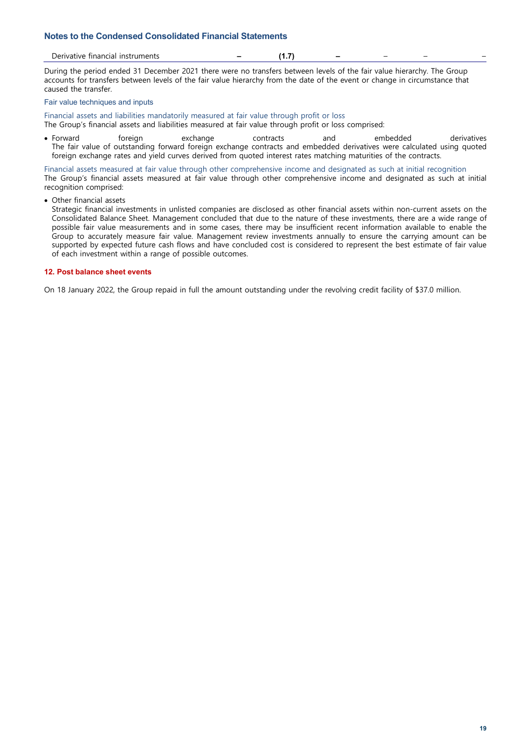## Notes to the Condensed Consolidated Financial Statements

| | | | | | | |
|---|---|---|---|---|---|---|
| Derivative financial instruments | **–** | **(1.7)** | **–** | – | – | – |

During the period ended 31 December 2021 there were no transfers between levels of the fair value hierarchy. The Group accounts for transfers between levels of the fair value hierarchy from the date of the event or change in circumstance that caused the transfer.

### Fair value techniques and inputs

Financial assets and liabilities mandatorily measured at fair value through profit or loss

The Group's financial assets and liabilities measured at fair value through profit or loss comprised:

- Forward foreign exchange contracts and embedded derivatives
  The fair value of outstanding forward foreign exchange contracts and embedded derivatives were calculated using quoted foreign exchange rates and yield curves derived from quoted interest rates matching maturities of the contracts.

Financial assets measured at fair value through other comprehensive income and designated as such at initial recognition

The Group's financial assets measured at fair value through other comprehensive income and designated as such at initial recognition comprised:

- Other financial assets
  Strategic financial investments in unlisted companies are disclosed as other financial assets within non-current assets on the Consolidated Balance Sheet. Management concluded that due to the nature of these investments, there are a wide range of possible fair value measurements and in some cases, there may be insufficient recent information available to enable the Group to accurately measure fair value. Management review investments annually to ensure the carrying amount can be supported by expected future cash flows and have concluded cost is considered to represent the best estimate of fair value of each investment within a range of possible outcomes.

### 12. Post balance sheet events

On 18 January 2022, the Group repaid in full the amount outstanding under the revolving credit facility of $37.0 million.